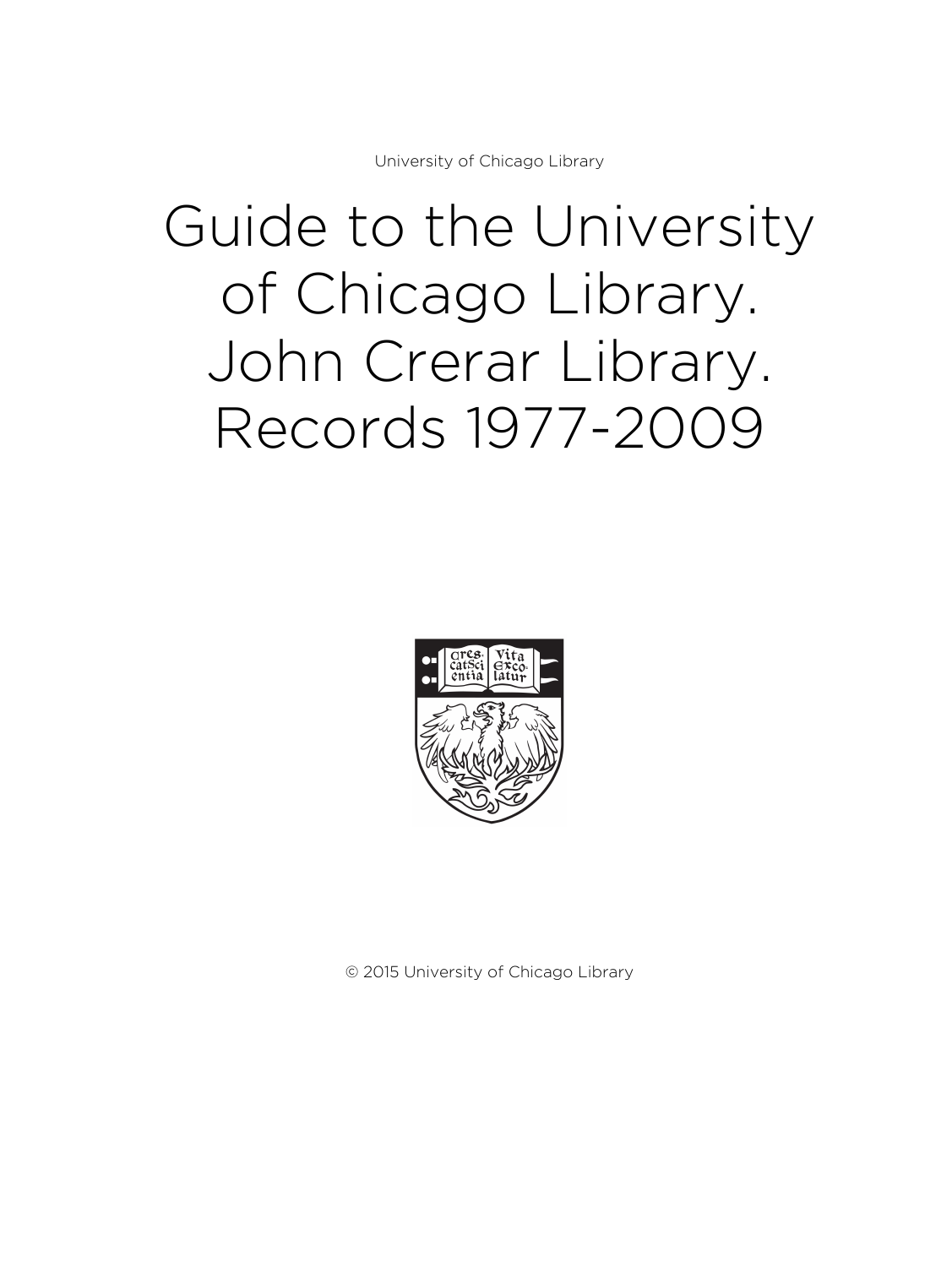University of Chicago Library

# Guide to the University of Chicago Library. John Crerar Library. Records 1977-2009

© 2015 University of Chicago Library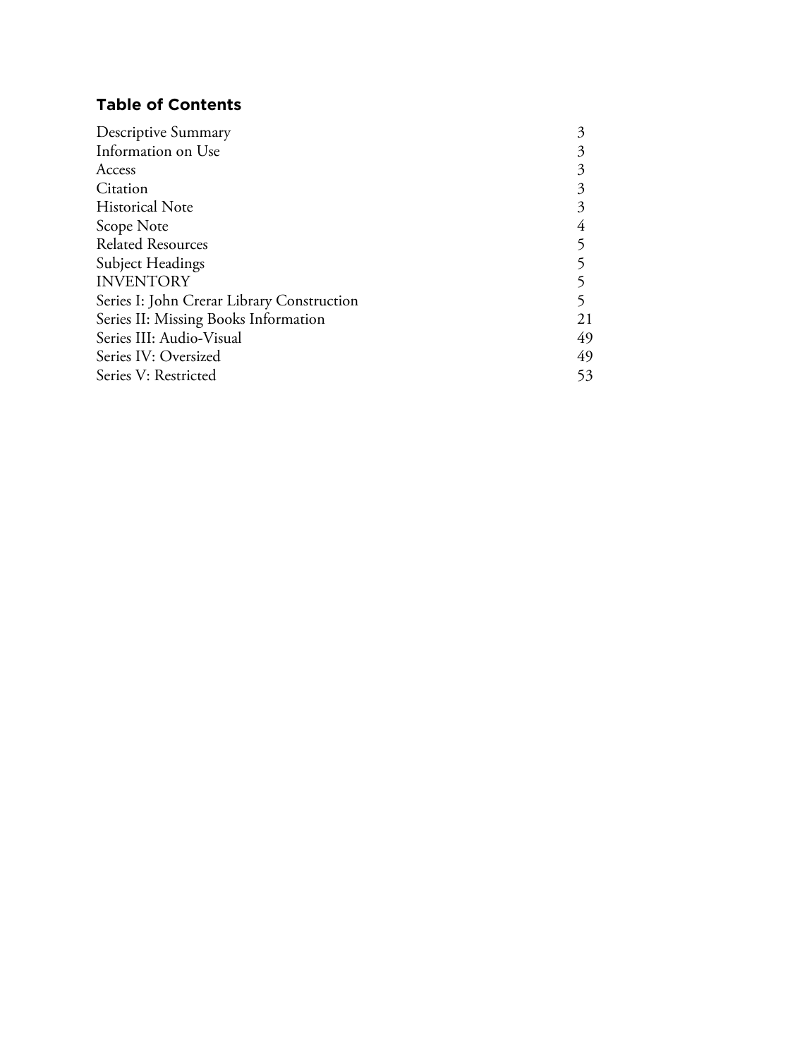## Table of Contents

| | |
|---|---|
| Descriptive Summary | 3 |
| Information on Use | 3 |
| Access | 3 |
| Citation | 3 |
| Historical Note | 3 |
| Scope Note | 4 |
| Related Resources | 5 |
| Subject Headings | 5 |
| INVENTORY | 5 |
| Series I: John Crerar Library Construction | 5 |
| Series II: Missing Books Information | 21 |
| Series III: Audio-Visual | 49 |
| Series IV: Oversized | 49 |
| Series V: Restricted | 53 |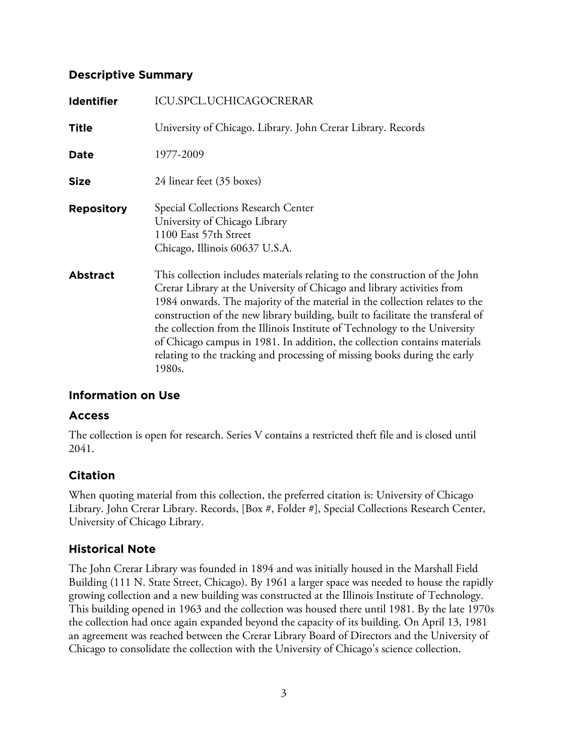## Descriptive Summary

| | |
|---|---|
| **Identifier** | ICU.SPCL.UCHICAGOCRERAR |
| **Title** | University of Chicago. Library. John Crerar Library. Records |
| **Date** | 1977-2009 |
| **Size** | 24 linear feet (35 boxes) |
| **Repository** | Special Collections Research Center<br>University of Chicago Library<br>1100 East 57th Street<br>Chicago, Illinois 60637 U.S.A. |
| **Abstract** | This collection includes materials relating to the construction of the John Crerar Library at the University of Chicago and library activities from 1984 onwards. The majority of the material in the collection relates to the construction of the new library building, built to facilitate the transferal of the collection from the Illinois Institute of Technology to the University of Chicago campus in 1981. In addition, the collection contains materials relating to the tracking and processing of missing books during the early 1980s. |

## Information on Use

### Access

The collection is open for research. Series V contains a restricted theft file and is closed until 2041.

### Citation

When quoting material from this collection, the preferred citation is: University of Chicago Library. John Crerar Library. Records, [Box #, Folder #], Special Collections Research Center, University of Chicago Library.

## Historical Note

The John Crerar Library was founded in 1894 and was initially housed in the Marshall Field Building (111 N. State Street, Chicago). By 1961 a larger space was needed to house the rapidly growing collection and a new building was constructed at the Illinois Institute of Technology. This building opened in 1963 and the collection was housed there until 1981. By the late 1970s the collection had once again expanded beyond the capacity of its building. On April 13, 1981 an agreement was reached between the Crerar Library Board of Directors and the University of Chicago to consolidate the collection with the University of Chicago's science collection.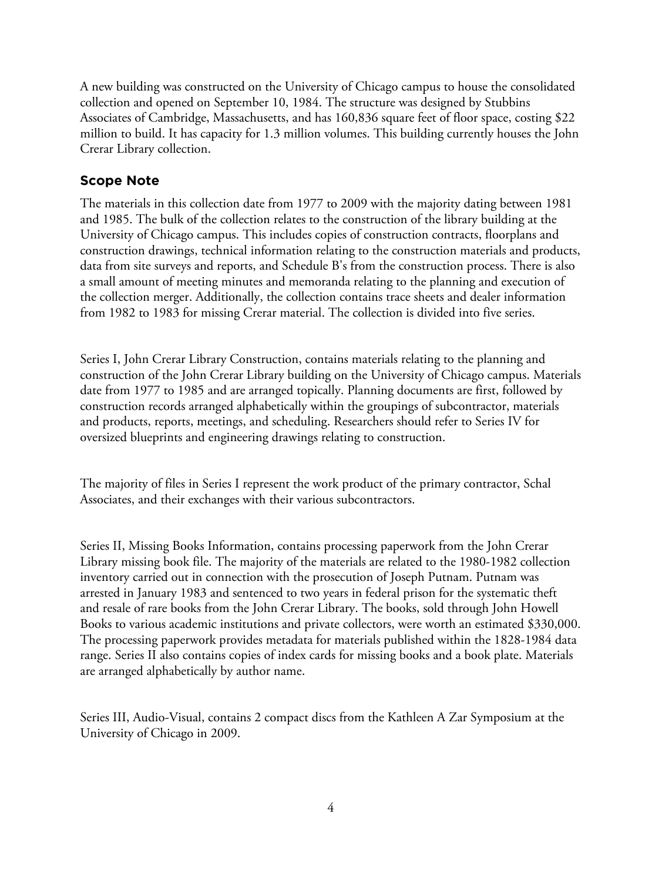A new building was constructed on the University of Chicago campus to house the consolidated collection and opened on September 10, 1984. The structure was designed by Stubbins Associates of Cambridge, Massachusetts, and has 160,836 square feet of floor space, costing $22 million to build. It has capacity for 1.3 million volumes. This building currently houses the John Crerar Library collection.

## Scope Note

The materials in this collection date from 1977 to 2009 with the majority dating between 1981 and 1985. The bulk of the collection relates to the construction of the library building at the University of Chicago campus. This includes copies of construction contracts, floorplans and construction drawings, technical information relating to the construction materials and products, data from site surveys and reports, and Schedule B's from the construction process. There is also a small amount of meeting minutes and memoranda relating to the planning and execution of the collection merger. Additionally, the collection contains trace sheets and dealer information from 1982 to 1983 for missing Crerar material. The collection is divided into five series.

Series I, John Crerar Library Construction, contains materials relating to the planning and construction of the John Crerar Library building on the University of Chicago campus. Materials date from 1977 to 1985 and are arranged topically. Planning documents are first, followed by construction records arranged alphabetically within the groupings of subcontractor, materials and products, reports, meetings, and scheduling. Researchers should refer to Series IV for oversized blueprints and engineering drawings relating to construction.

The majority of files in Series I represent the work product of the primary contractor, Schal Associates, and their exchanges with their various subcontractors.

Series II, Missing Books Information, contains processing paperwork from the John Crerar Library missing book file. The majority of the materials are related to the 1980-1982 collection inventory carried out in connection with the prosecution of Joseph Putnam. Putnam was arrested in January 1983 and sentenced to two years in federal prison for the systematic theft and resale of rare books from the John Crerar Library. The books, sold through John Howell Books to various academic institutions and private collectors, were worth an estimated $330,000. The processing paperwork provides metadata for materials published within the 1828-1984 data range. Series II also contains copies of index cards for missing books and a book plate. Materials are arranged alphabetically by author name.

Series III, Audio-Visual, contains 2 compact discs from the Kathleen A Zar Symposium at the University of Chicago in 2009.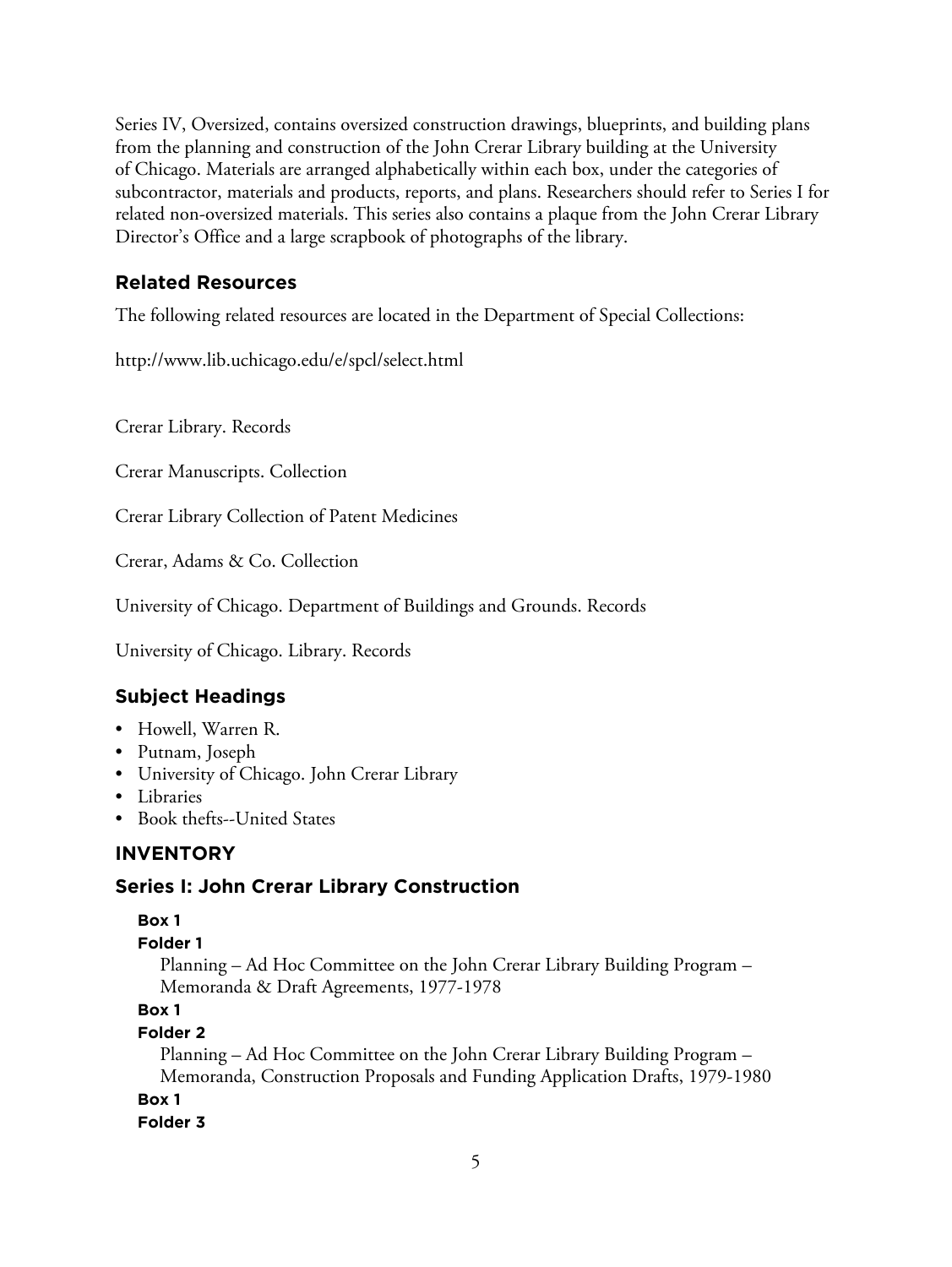Series IV, Oversized, contains oversized construction drawings, blueprints, and building plans from the planning and construction of the John Crerar Library building at the University of Chicago. Materials are arranged alphabetically within each box, under the categories of subcontractor, materials and products, reports, and plans. Researchers should refer to Series I for related non-oversized materials. This series also contains a plaque from the John Crerar Library Director's Office and a large scrapbook of photographs of the library.

## Related Resources

The following related resources are located in the Department of Special Collections:

http://www.lib.uchicago.edu/e/spcl/select.html

Crerar Library. Records

Crerar Manuscripts. Collection

Crerar Library Collection of Patent Medicines

Crerar, Adams & Co. Collection

University of Chicago. Department of Buildings and Grounds. Records

University of Chicago. Library. Records

## Subject Headings

- Howell, Warren R.
- Putnam, Joseph
- University of Chicago. John Crerar Library
- Libraries
- Book thefts--United States

# INVENTORY

## Series I: John Crerar Library Construction

**Box 1**

**Folder 1**

Planning – Ad Hoc Committee on the John Crerar Library Building Program – Memoranda & Draft Agreements, 1977-1978

**Box 1**

**Folder 2**

Planning – Ad Hoc Committee on the John Crerar Library Building Program – Memoranda, Construction Proposals and Funding Application Drafts, 1979-1980

**Box 1**

**Folder 3**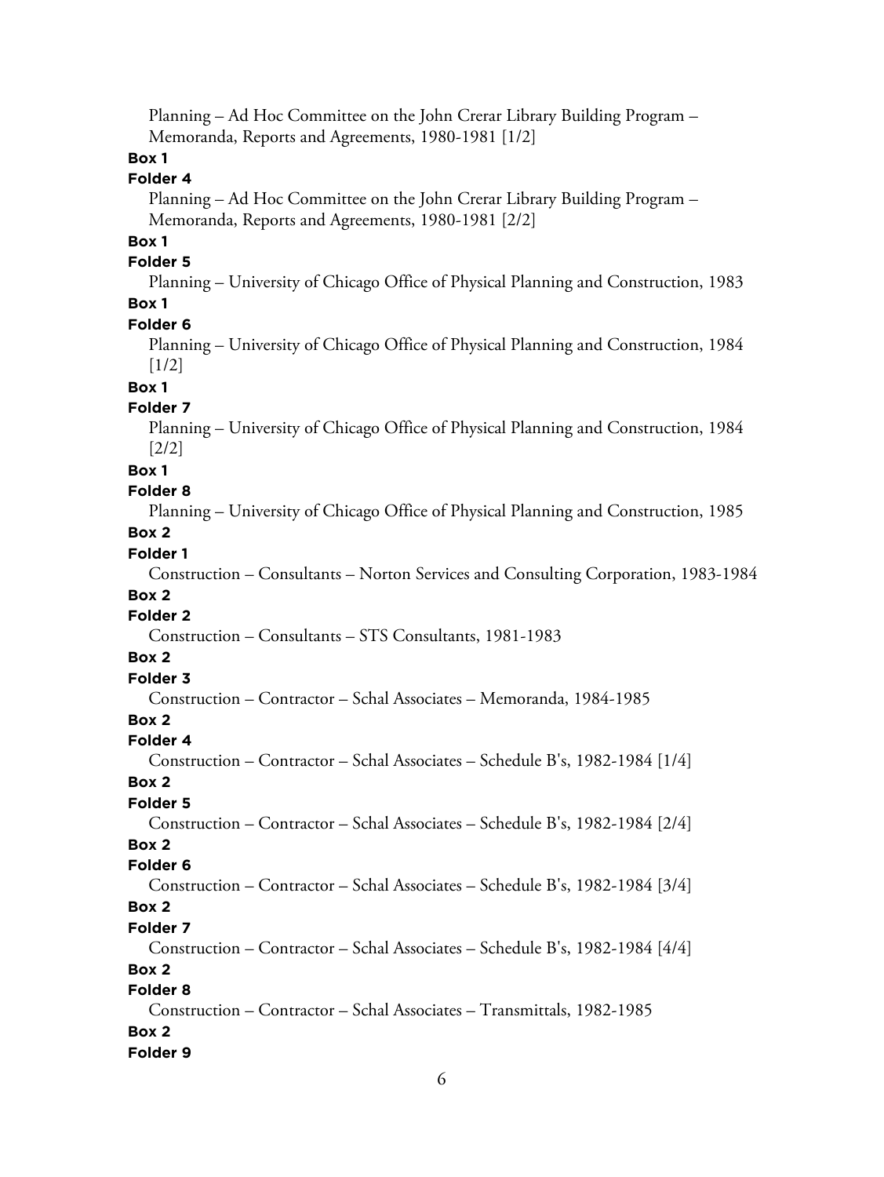Planning – Ad Hoc Committee on the John Crerar Library Building Program – Memoranda, Reports and Agreements, 1980-1981 [1/2]

**Box 1**

**Folder 4**

Planning – Ad Hoc Committee on the John Crerar Library Building Program – Memoranda, Reports and Agreements, 1980-1981 [2/2]

**Box 1**

**Folder 5**

Planning – University of Chicago Office of Physical Planning and Construction, 1983

**Box 1**

**Folder 6**

Planning – University of Chicago Office of Physical Planning and Construction, 1984 [1/2]

**Box 1**

**Folder 7**

Planning – University of Chicago Office of Physical Planning and Construction, 1984 [2/2]

**Box 1**

**Folder 8**

Planning – University of Chicago Office of Physical Planning and Construction, 1985

**Box 2**

**Folder 1**

Construction – Consultants – Norton Services and Consulting Corporation, 1983-1984

**Box 2**

**Folder 2**

Construction – Consultants – STS Consultants, 1981-1983

**Box 2**

**Folder 3**

Construction – Contractor – Schal Associates – Memoranda, 1984-1985

**Box 2**

**Folder 4**

Construction – Contractor – Schal Associates – Schedule B's, 1982-1984 [1/4]

**Box 2**

**Folder 5**

Construction – Contractor – Schal Associates – Schedule B's, 1982-1984 [2/4]

**Box 2**

**Folder 6**

Construction – Contractor – Schal Associates – Schedule B's, 1982-1984 [3/4]

**Box 2**

**Folder 7**

Construction – Contractor – Schal Associates – Schedule B's, 1982-1984 [4/4]

**Box 2**

**Folder 8**

Construction – Contractor – Schal Associates – Transmittals, 1982-1985

**Box 2**

**Folder 9**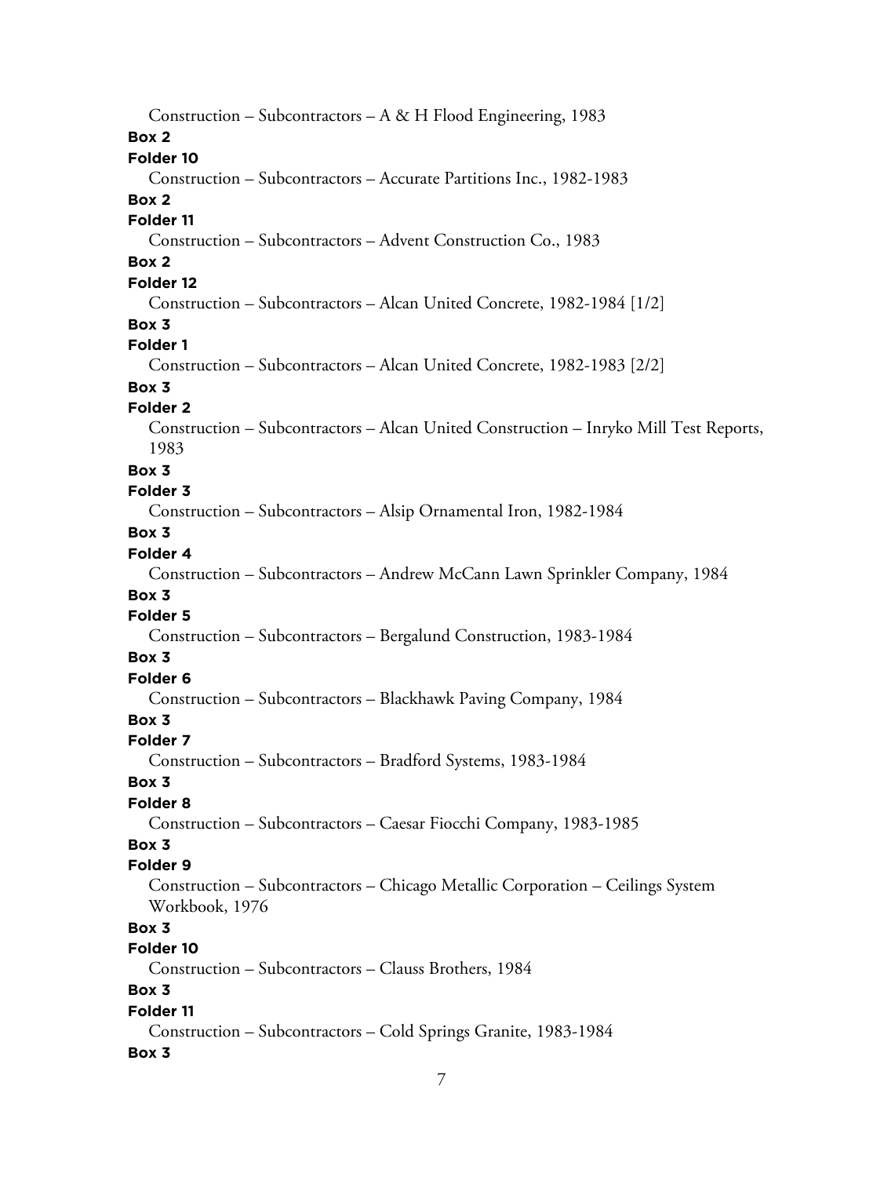Construction – Subcontractors – A & H Flood Engineering, 1983

**Box 2**

**Folder 10**

Construction – Subcontractors – Accurate Partitions Inc., 1982-1983

**Box 2**

**Folder 11**

Construction – Subcontractors – Advent Construction Co., 1983

**Box 2**

**Folder 12**

Construction – Subcontractors – Alcan United Concrete, 1982-1984 [1/2]

**Box 3**

**Folder 1**

Construction – Subcontractors – Alcan United Concrete, 1982-1983 [2/2]

**Box 3**

**Folder 2**

Construction – Subcontractors – Alcan United Construction – Inryko Mill Test Reports, 1983

**Box 3**

**Folder 3**

Construction – Subcontractors – Alsip Ornamental Iron, 1982-1984

**Box 3**

**Folder 4**

Construction – Subcontractors – Andrew McCann Lawn Sprinkler Company, 1984

**Box 3**

**Folder 5**

Construction – Subcontractors – Bergalund Construction, 1983-1984

**Box 3**

**Folder 6**

Construction – Subcontractors – Blackhawk Paving Company, 1984

**Box 3**

**Folder 7**

Construction – Subcontractors – Bradford Systems, 1983-1984

**Box 3**

**Folder 8**

Construction – Subcontractors – Caesar Fiocchi Company, 1983-1985

**Box 3**

**Folder 9**

Construction – Subcontractors – Chicago Metallic Corporation – Ceilings System Workbook, 1976

**Box 3**

**Folder 10**

Construction – Subcontractors – Clauss Brothers, 1984

**Box 3**

**Folder 11**

Construction – Subcontractors – Cold Springs Granite, 1983-1984

**Box 3**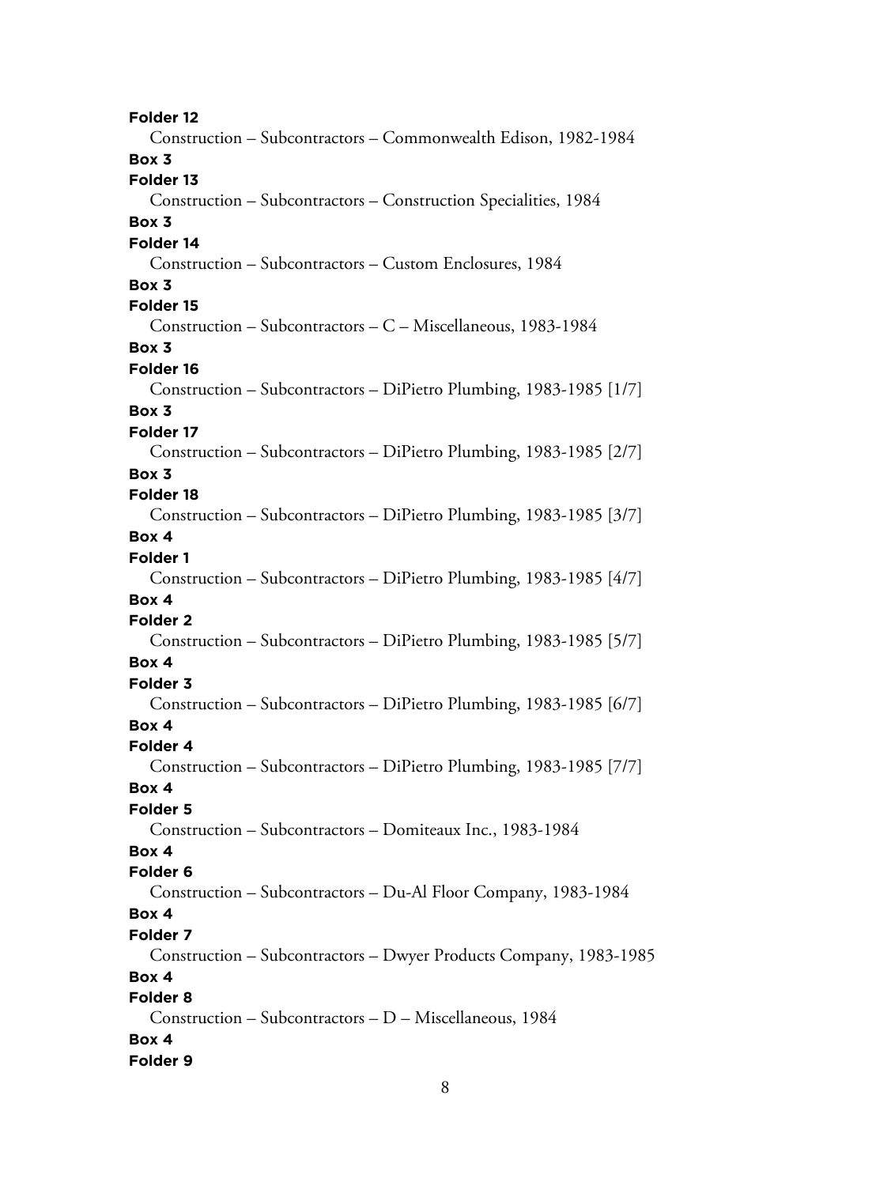**Folder 12**

Construction – Subcontractors – Commonwealth Edison, 1982-1984

**Box 3**

**Folder 13**

Construction – Subcontractors – Construction Specialities, 1984

**Box 3**

**Folder 14**

Construction – Subcontractors – Custom Enclosures, 1984

**Box 3**

**Folder 15**

Construction – Subcontractors – C – Miscellaneous, 1983-1984

**Box 3**

**Folder 16**

Construction – Subcontractors – DiPietro Plumbing, 1983-1985 [1/7]

**Box 3**

**Folder 17**

Construction – Subcontractors – DiPietro Plumbing, 1983-1985 [2/7]

**Box 3**

**Folder 18**

Construction – Subcontractors – DiPietro Plumbing, 1983-1985 [3/7]

**Box 4**

**Folder 1**

Construction – Subcontractors – DiPietro Plumbing, 1983-1985 [4/7]

**Box 4**

**Folder 2**

Construction – Subcontractors – DiPietro Plumbing, 1983-1985 [5/7]

**Box 4**

**Folder 3**

Construction – Subcontractors – DiPietro Plumbing, 1983-1985 [6/7]

**Box 4**

**Folder 4**

Construction – Subcontractors – DiPietro Plumbing, 1983-1985 [7/7]

**Box 4**

**Folder 5**

Construction – Subcontractors – Domiteaux Inc., 1983-1984

**Box 4**

**Folder 6**

Construction – Subcontractors – Du-Al Floor Company, 1983-1984

**Box 4**

**Folder 7**

Construction – Subcontractors – Dwyer Products Company, 1983-1985

**Box 4**

**Folder 8**

Construction – Subcontractors – D – Miscellaneous, 1984

**Box 4**

**Folder 9**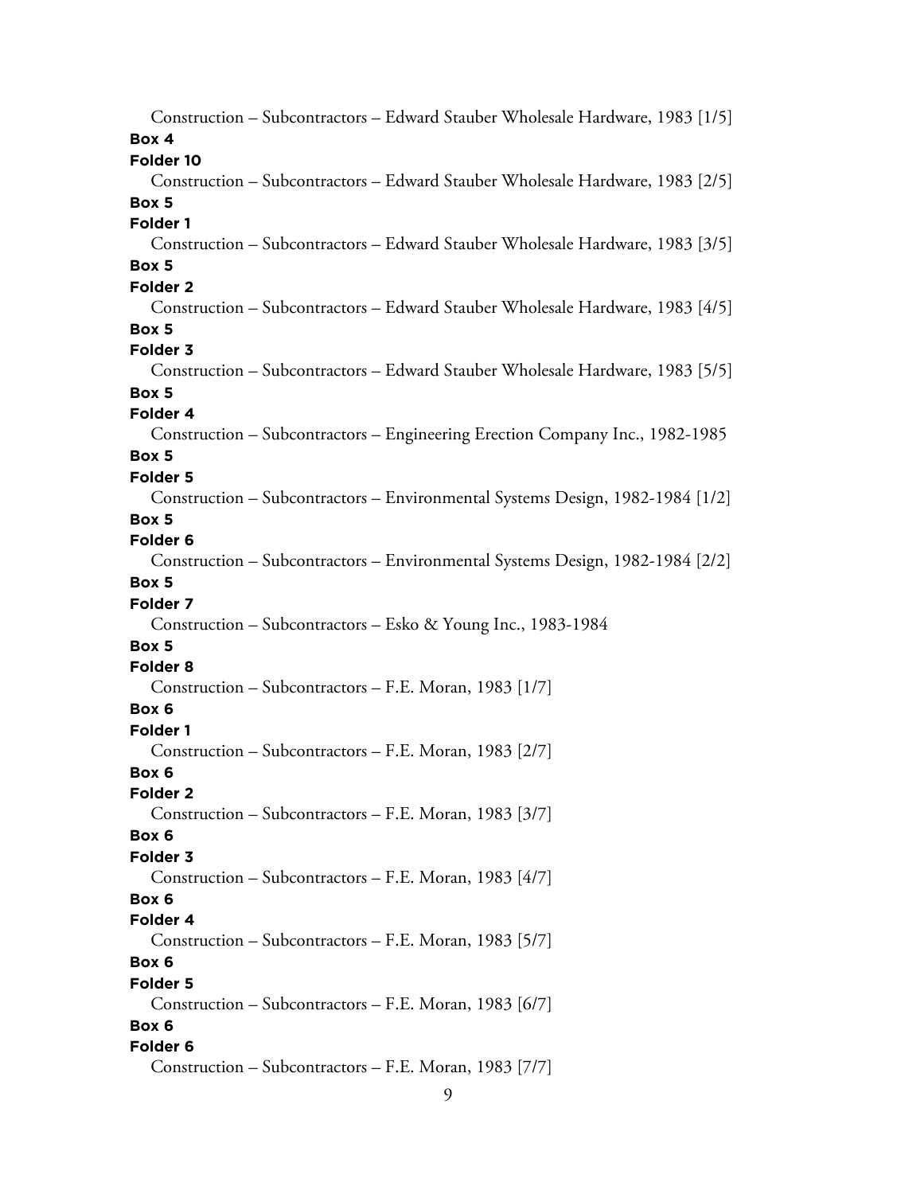Construction – Subcontractors – Edward Stauber Wholesale Hardware, 1983 [1/5]

**Box 4**

**Folder 10**

Construction – Subcontractors – Edward Stauber Wholesale Hardware, 1983 [2/5]

**Box 5**

**Folder 1**

Construction – Subcontractors – Edward Stauber Wholesale Hardware, 1983 [3/5]

**Box 5**

**Folder 2**

Construction – Subcontractors – Edward Stauber Wholesale Hardware, 1983 [4/5]

**Box 5**

**Folder 3**

Construction – Subcontractors – Edward Stauber Wholesale Hardware, 1983 [5/5]

**Box 5**

**Folder 4**

Construction – Subcontractors – Engineering Erection Company Inc., 1982-1985

**Box 5**

**Folder 5**

Construction – Subcontractors – Environmental Systems Design, 1982-1984 [1/2]

**Box 5**

**Folder 6**

Construction – Subcontractors – Environmental Systems Design, 1982-1984 [2/2]

**Box 5**

**Folder 7**

Construction – Subcontractors – Esko & Young Inc., 1983-1984

**Box 5**

**Folder 8**

Construction – Subcontractors – F.E. Moran, 1983 [1/7]

**Box 6**

**Folder 1**

Construction – Subcontractors – F.E. Moran, 1983 [2/7]

**Box 6**

**Folder 2**

Construction – Subcontractors – F.E. Moran, 1983 [3/7]

**Box 6**

**Folder 3**

Construction – Subcontractors – F.E. Moran, 1983 [4/7]

**Box 6**

**Folder 4**

Construction – Subcontractors – F.E. Moran, 1983 [5/7]

**Box 6**

**Folder 5**

Construction – Subcontractors – F.E. Moran, 1983 [6/7]

**Box 6**

**Folder 6**

Construction – Subcontractors – F.E. Moran, 1983 [7/7]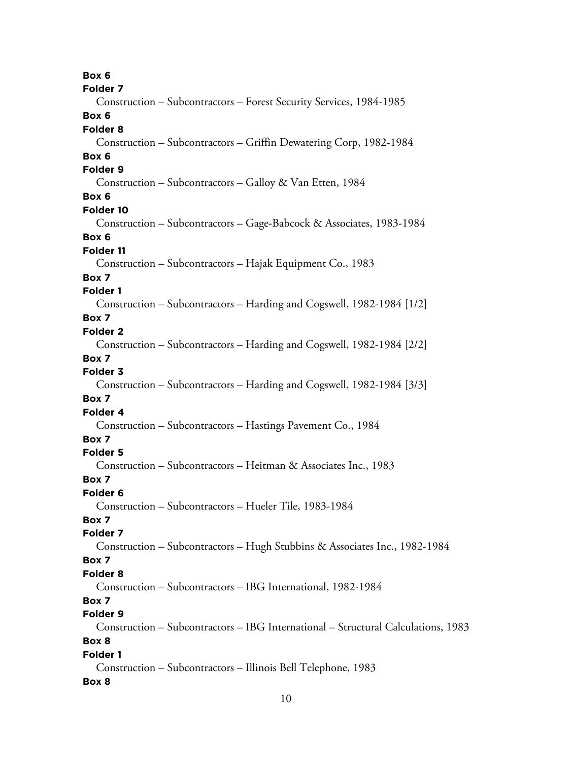**Box 6**
**Folder 7**
Construction – Subcontractors – Forest Security Services, 1984-1985

**Box 6**
**Folder 8**
Construction – Subcontractors – Griffin Dewatering Corp, 1982-1984

**Box 6**
**Folder 9**
Construction – Subcontractors – Galloy & Van Etten, 1984

**Box 6**
**Folder 10**
Construction – Subcontractors – Gage-Babcock & Associates, 1983-1984

**Box 6**
**Folder 11**
Construction – Subcontractors – Hajak Equipment Co., 1983

**Box 7**
**Folder 1**
Construction – Subcontractors – Harding and Cogswell, 1982-1984 [1/2]

**Box 7**
**Folder 2**
Construction – Subcontractors – Harding and Cogswell, 1982-1984 [2/2]

**Box 7**
**Folder 3**
Construction – Subcontractors – Harding and Cogswell, 1982-1984 [3/3]

**Box 7**
**Folder 4**
Construction – Subcontractors – Hastings Pavement Co., 1984

**Box 7**
**Folder 5**
Construction – Subcontractors – Heitman & Associates Inc., 1983

**Box 7**
**Folder 6**
Construction – Subcontractors – Hueler Tile, 1983-1984

**Box 7**
**Folder 7**
Construction – Subcontractors – Hugh Stubbins & Associates Inc., 1982-1984

**Box 7**
**Folder 8**
Construction – Subcontractors – IBG International, 1982-1984

**Box 7**
**Folder 9**
Construction – Subcontractors – IBG International – Structural Calculations, 1983

**Box 8**
**Folder 1**
Construction – Subcontractors – Illinois Bell Telephone, 1983

**Box 8**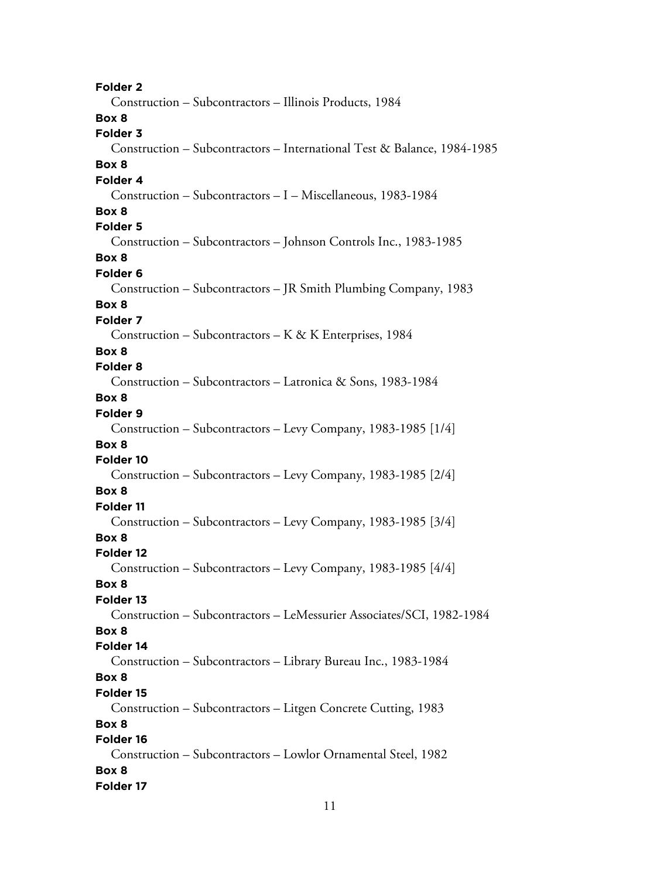**Folder 2**
Construction – Subcontractors – Illinois Products, 1984

**Box 8**
**Folder 3**
Construction – Subcontractors – International Test & Balance, 1984-1985

**Box 8**
**Folder 4**
Construction – Subcontractors – I – Miscellaneous, 1983-1984

**Box 8**
**Folder 5**
Construction – Subcontractors – Johnson Controls Inc., 1983-1985

**Box 8**
**Folder 6**
Construction – Subcontractors – JR Smith Plumbing Company, 1983

**Box 8**
**Folder 7**
Construction – Subcontractors – K & K Enterprises, 1984

**Box 8**
**Folder 8**
Construction – Subcontractors – Latronica & Sons, 1983-1984

**Box 8**
**Folder 9**
Construction – Subcontractors – Levy Company, 1983-1985 [1/4]

**Box 8**
**Folder 10**
Construction – Subcontractors – Levy Company, 1983-1985 [2/4]

**Box 8**
**Folder 11**
Construction – Subcontractors – Levy Company, 1983-1985 [3/4]

**Box 8**
**Folder 12**
Construction – Subcontractors – Levy Company, 1983-1985 [4/4]

**Box 8**
**Folder 13**
Construction – Subcontractors – LeMessurier Associates/SCI, 1982-1984

**Box 8**
**Folder 14**
Construction – Subcontractors – Library Bureau Inc., 1983-1984

**Box 8**
**Folder 15**
Construction – Subcontractors – Litgen Concrete Cutting, 1983

**Box 8**
**Folder 16**
Construction – Subcontractors – Lowlor Ornamental Steel, 1982

**Box 8**
**Folder 17**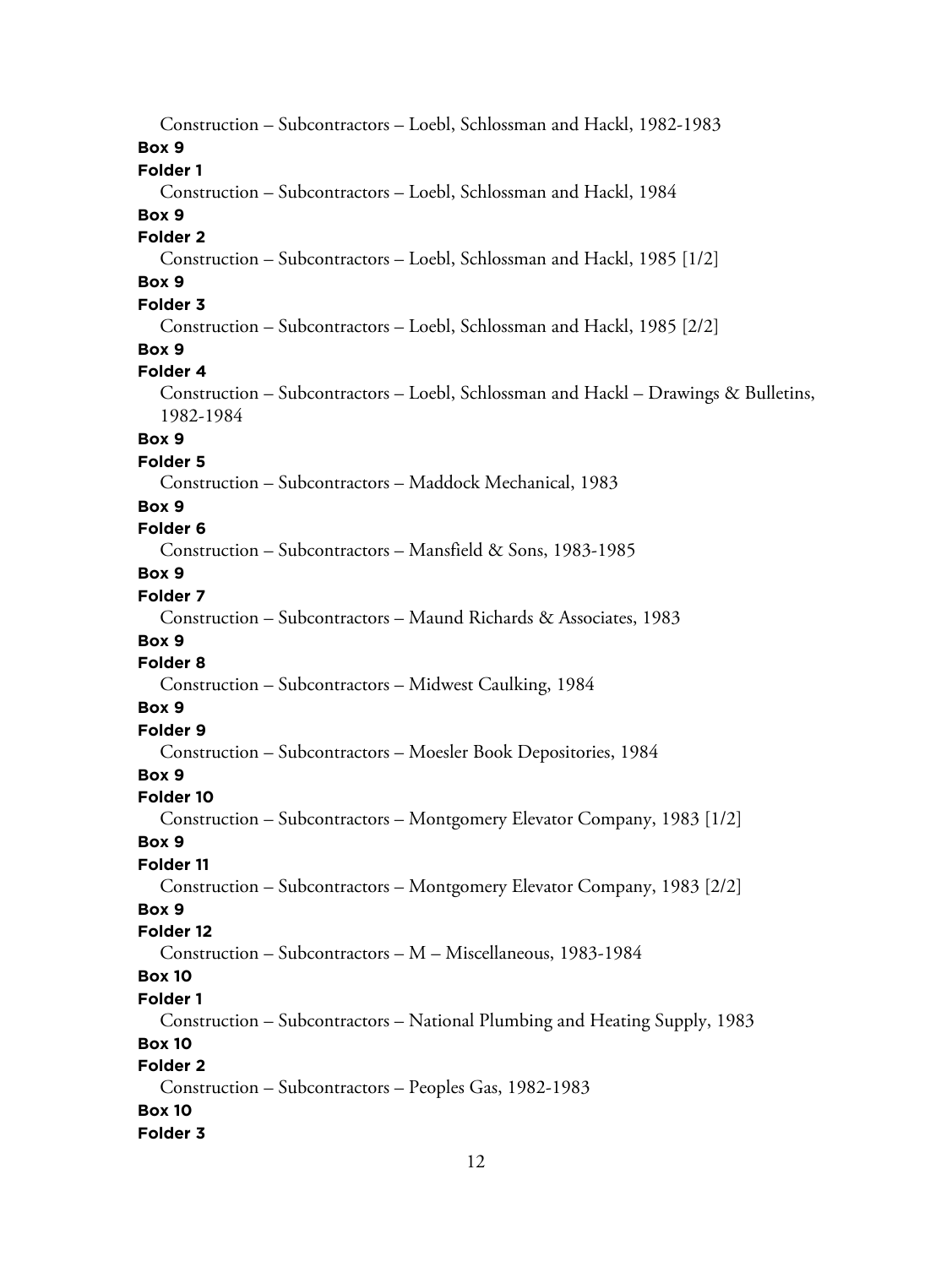Construction – Subcontractors – Loebl, Schlossman and Hackl, 1982-1983

**Box 9**
**Folder 1**

Construction – Subcontractors – Loebl, Schlossman and Hackl, 1984

**Box 9**
**Folder 2**

Construction – Subcontractors – Loebl, Schlossman and Hackl, 1985 [1/2]

**Box 9**
**Folder 3**

Construction – Subcontractors – Loebl, Schlossman and Hackl, 1985 [2/2]

**Box 9**
**Folder 4**

Construction – Subcontractors – Loebl, Schlossman and Hackl – Drawings & Bulletins, 1982-1984

**Box 9**
**Folder 5**

Construction – Subcontractors – Maddock Mechanical, 1983

**Box 9**
**Folder 6**

Construction – Subcontractors – Mansfield & Sons, 1983-1985

**Box 9**
**Folder 7**

Construction – Subcontractors – Maund Richards & Associates, 1983

**Box 9**
**Folder 8**

Construction – Subcontractors – Midwest Caulking, 1984

**Box 9**
**Folder 9**

Construction – Subcontractors – Moesler Book Depositories, 1984

**Box 9**
**Folder 10**

Construction – Subcontractors – Montgomery Elevator Company, 1983 [1/2]

**Box 9**
**Folder 11**

Construction – Subcontractors – Montgomery Elevator Company, 1983 [2/2]

**Box 9**
**Folder 12**

Construction – Subcontractors – M – Miscellaneous, 1983-1984

**Box 10**
**Folder 1**

Construction – Subcontractors – National Plumbing and Heating Supply, 1983

**Box 10**
**Folder 2**

Construction – Subcontractors – Peoples Gas, 1982-1983

**Box 10**
**Folder 3**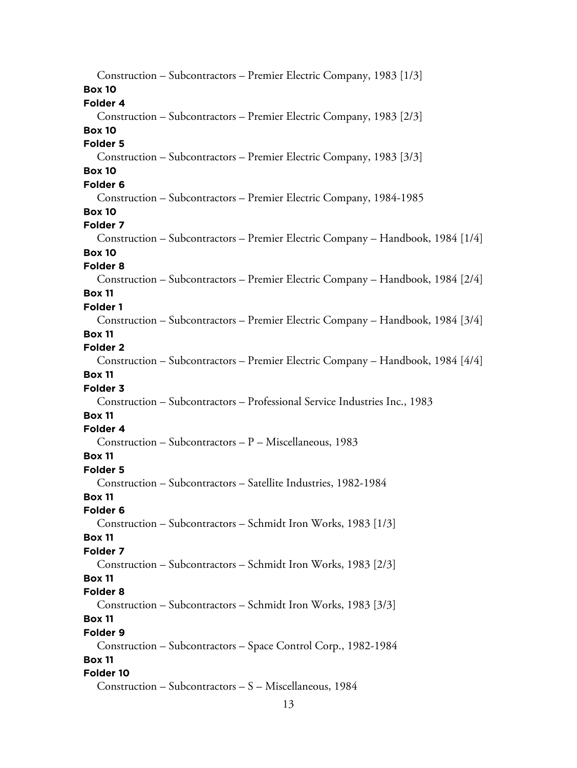Construction – Subcontractors – Premier Electric Company, 1983 [1/3]

**Box 10**
**Folder 4**
Construction – Subcontractors – Premier Electric Company, 1983 [2/3]

**Box 10**
**Folder 5**
Construction – Subcontractors – Premier Electric Company, 1983 [3/3]

**Box 10**
**Folder 6**
Construction – Subcontractors – Premier Electric Company, 1984-1985

**Box 10**
**Folder 7**
Construction – Subcontractors – Premier Electric Company – Handbook, 1984 [1/4]

**Box 10**
**Folder 8**
Construction – Subcontractors – Premier Electric Company – Handbook, 1984 [2/4]

**Box 11**
**Folder 1**
Construction – Subcontractors – Premier Electric Company – Handbook, 1984 [3/4]

**Box 11**
**Folder 2**
Construction – Subcontractors – Premier Electric Company – Handbook, 1984 [4/4]

**Box 11**
**Folder 3**
Construction – Subcontractors – Professional Service Industries Inc., 1983

**Box 11**
**Folder 4**
Construction – Subcontractors – P – Miscellaneous, 1983

**Box 11**
**Folder 5**
Construction – Subcontractors – Satellite Industries, 1982-1984

**Box 11**
**Folder 6**
Construction – Subcontractors – Schmidt Iron Works, 1983 [1/3]

**Box 11**
**Folder 7**
Construction – Subcontractors – Schmidt Iron Works, 1983 [2/3]

**Box 11**
**Folder 8**
Construction – Subcontractors – Schmidt Iron Works, 1983 [3/3]

**Box 11**
**Folder 9**
Construction – Subcontractors – Space Control Corp., 1982-1984

**Box 11**
**Folder 10**
Construction – Subcontractors – S – Miscellaneous, 1984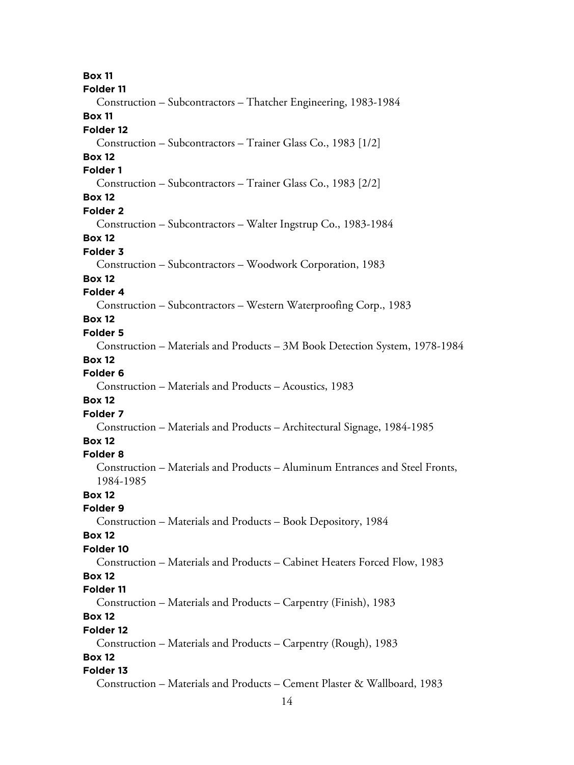**Box 11**
**Folder 11**
Construction – Subcontractors – Thatcher Engineering, 1983-1984

**Box 11**
**Folder 12**
Construction – Subcontractors – Trainer Glass Co., 1983 [1/2]

**Box 12**
**Folder 1**
Construction – Subcontractors – Trainer Glass Co., 1983 [2/2]

**Box 12**
**Folder 2**
Construction – Subcontractors – Walter Ingstrup Co., 1983-1984

**Box 12**
**Folder 3**
Construction – Subcontractors – Woodwork Corporation, 1983

**Box 12**
**Folder 4**
Construction – Subcontractors – Western Waterproofing Corp., 1983

**Box 12**
**Folder 5**
Construction – Materials and Products – 3M Book Detection System, 1978-1984

**Box 12**
**Folder 6**
Construction – Materials and Products – Acoustics, 1983

**Box 12**
**Folder 7**
Construction – Materials and Products – Architectural Signage, 1984-1985

**Box 12**
**Folder 8**
Construction – Materials and Products – Aluminum Entrances and Steel Fronts, 1984-1985

**Box 12**
**Folder 9**
Construction – Materials and Products – Book Depository, 1984

**Box 12**
**Folder 10**
Construction – Materials and Products – Cabinet Heaters Forced Flow, 1983

**Box 12**
**Folder 11**
Construction – Materials and Products – Carpentry (Finish), 1983

**Box 12**
**Folder 12**
Construction – Materials and Products – Carpentry (Rough), 1983

**Box 12**
**Folder 13**
Construction – Materials and Products – Cement Plaster & Wallboard, 1983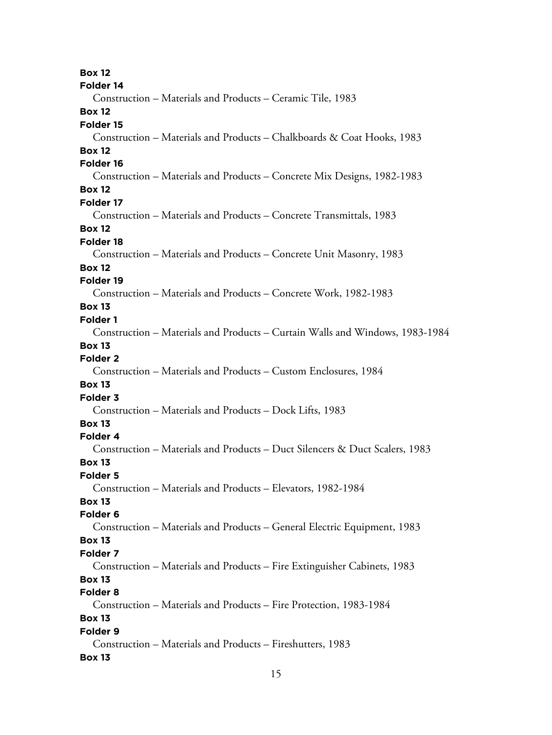**Box 12**
**Folder 14**
Construction – Materials and Products – Ceramic Tile, 1983
**Box 12**
**Folder 15**
Construction – Materials and Products – Chalkboards & Coat Hooks, 1983
**Box 12**
**Folder 16**
Construction – Materials and Products – Concrete Mix Designs, 1982-1983
**Box 12**
**Folder 17**
Construction – Materials and Products – Concrete Transmittals, 1983
**Box 12**
**Folder 18**
Construction – Materials and Products – Concrete Unit Masonry, 1983
**Box 12**
**Folder 19**
Construction – Materials and Products – Concrete Work, 1982-1983
**Box 13**
**Folder 1**
Construction – Materials and Products – Curtain Walls and Windows, 1983-1984
**Box 13**
**Folder 2**
Construction – Materials and Products – Custom Enclosures, 1984
**Box 13**
**Folder 3**
Construction – Materials and Products – Dock Lifts, 1983
**Box 13**
**Folder 4**
Construction – Materials and Products – Duct Silencers & Duct Scalers, 1983
**Box 13**
**Folder 5**
Construction – Materials and Products – Elevators, 1982-1984
**Box 13**
**Folder 6**
Construction – Materials and Products – General Electric Equipment, 1983
**Box 13**
**Folder 7**
Construction – Materials and Products – Fire Extinguisher Cabinets, 1983
**Box 13**
**Folder 8**
Construction – Materials and Products – Fire Protection, 1983-1984
**Box 13**
**Folder 9**
Construction – Materials and Products – Fireshutters, 1983
**Box 13**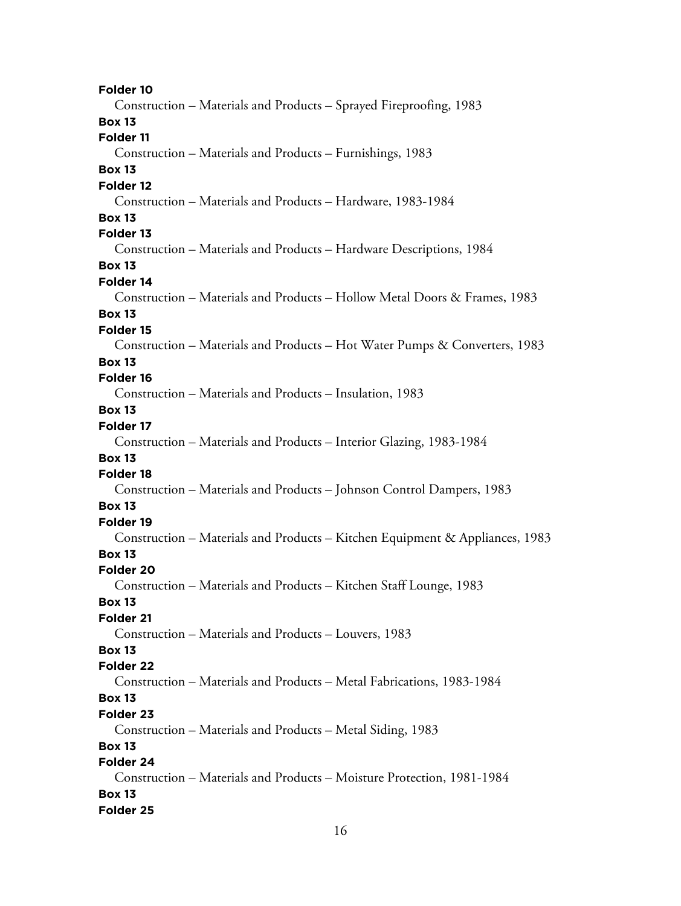**Folder 10**

Construction – Materials and Products – Sprayed Fireproofing, 1983

**Box 13**

**Folder 11**

Construction – Materials and Products – Furnishings, 1983

**Box 13**

**Folder 12**

Construction – Materials and Products – Hardware, 1983-1984

**Box 13**

**Folder 13**

Construction – Materials and Products – Hardware Descriptions, 1984

**Box 13**

**Folder 14**

Construction – Materials and Products – Hollow Metal Doors & Frames, 1983

**Box 13**

**Folder 15**

Construction – Materials and Products – Hot Water Pumps & Converters, 1983

**Box 13**

**Folder 16**

Construction – Materials and Products – Insulation, 1983

**Box 13**

**Folder 17**

Construction – Materials and Products – Interior Glazing, 1983-1984

**Box 13**

**Folder 18**

Construction – Materials and Products – Johnson Control Dampers, 1983

**Box 13**

**Folder 19**

Construction – Materials and Products – Kitchen Equipment & Appliances, 1983

**Box 13**

**Folder 20**

Construction – Materials and Products – Kitchen Staff Lounge, 1983

**Box 13**

**Folder 21**

Construction – Materials and Products – Louvers, 1983

**Box 13**

**Folder 22**

Construction – Materials and Products – Metal Fabrications, 1983-1984

**Box 13**

**Folder 23**

Construction – Materials and Products – Metal Siding, 1983

**Box 13**

**Folder 24**

Construction – Materials and Products – Moisture Protection, 1981-1984

**Box 13**

**Folder 25**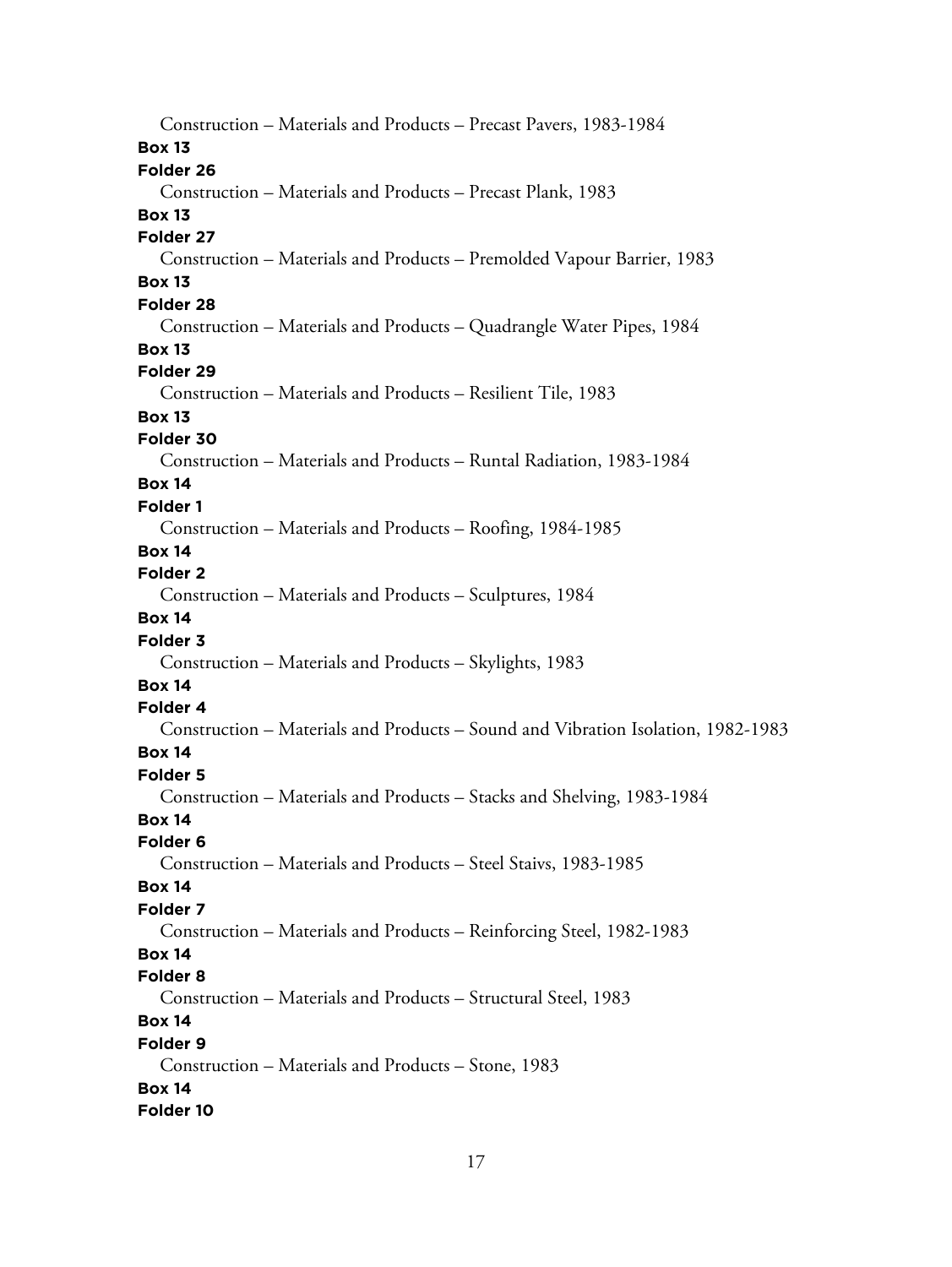Construction – Materials and Products – Precast Pavers, 1983-1984

**Box 13**

**Folder 26**

Construction – Materials and Products – Precast Plank, 1983

**Box 13**

**Folder 27**

Construction – Materials and Products – Premolded Vapour Barrier, 1983

**Box 13**

**Folder 28**

Construction – Materials and Products – Quadrangle Water Pipes, 1984

**Box 13**

**Folder 29**

Construction – Materials and Products – Resilient Tile, 1983

**Box 13**

**Folder 30**

Construction – Materials and Products – Runtal Radiation, 1983-1984

**Box 14**

**Folder 1**

Construction – Materials and Products – Roofing, 1984-1985

**Box 14**

**Folder 2**

Construction – Materials and Products – Sculptures, 1984

**Box 14**

**Folder 3**

Construction – Materials and Products – Skylights, 1983

**Box 14**

**Folder 4**

Construction – Materials and Products – Sound and Vibration Isolation, 1982-1983

**Box 14**

**Folder 5**

Construction – Materials and Products – Stacks and Shelving, 1983-1984

**Box 14**

**Folder 6**

Construction – Materials and Products – Steel Staivs, 1983-1985

**Box 14**

**Folder 7**

Construction – Materials and Products – Reinforcing Steel, 1982-1983

**Box 14**

**Folder 8**

Construction – Materials and Products – Structural Steel, 1983

**Box 14**

**Folder 9**

Construction – Materials and Products – Stone, 1983

**Box 14**

**Folder 10**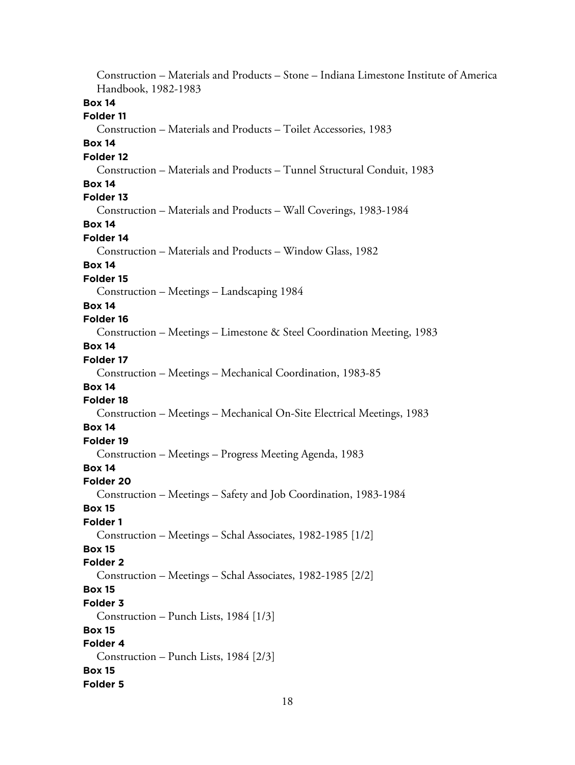Construction – Materials and Products – Stone – Indiana Limestone Institute of America Handbook, 1982-1983

**Box 14**

**Folder 11**

Construction – Materials and Products – Toilet Accessories, 1983

**Box 14**

**Folder 12**

Construction – Materials and Products – Tunnel Structural Conduit, 1983

**Box 14**

**Folder 13**

Construction – Materials and Products – Wall Coverings, 1983-1984

**Box 14**

**Folder 14**

Construction – Materials and Products – Window Glass, 1982

**Box 14**

**Folder 15**

Construction – Meetings – Landscaping 1984

**Box 14**

**Folder 16**

Construction – Meetings – Limestone & Steel Coordination Meeting, 1983

**Box 14**

**Folder 17**

Construction – Meetings – Mechanical Coordination, 1983-85

**Box 14**

**Folder 18**

Construction – Meetings – Mechanical On-Site Electrical Meetings, 1983

**Box 14**

**Folder 19**

Construction – Meetings – Progress Meeting Agenda, 1983

**Box 14**

**Folder 20**

Construction – Meetings – Safety and Job Coordination, 1983-1984

**Box 15**

**Folder 1**

Construction – Meetings – Schal Associates, 1982-1985 [1/2]

**Box 15**

**Folder 2**

Construction – Meetings – Schal Associates, 1982-1985 [2/2]

**Box 15**

**Folder 3**

Construction – Punch Lists, 1984 [1/3]

**Box 15**

**Folder 4**

Construction – Punch Lists, 1984 [2/3]

**Box 15**

**Folder 5**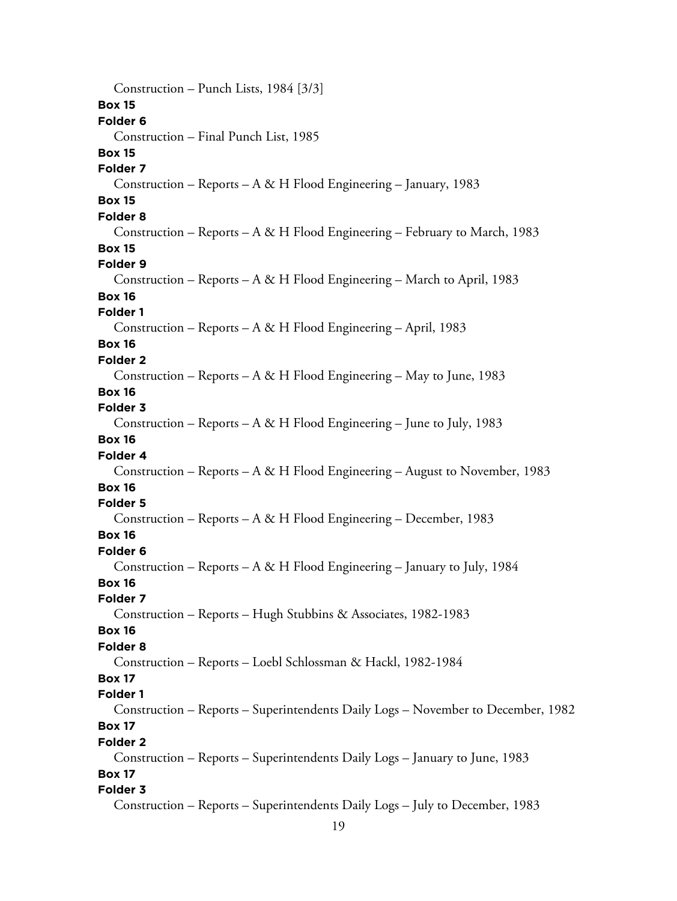Construction – Punch Lists, 1984 [3/3]

**Box 15**

**Folder 6**

Construction – Final Punch List, 1985

**Box 15**

**Folder 7**

Construction – Reports – A & H Flood Engineering – January, 1983

**Box 15**

**Folder 8**

Construction – Reports – A & H Flood Engineering – February to March, 1983

**Box 15**

**Folder 9**

Construction – Reports – A & H Flood Engineering – March to April, 1983

**Box 16**

**Folder 1**

Construction – Reports – A & H Flood Engineering – April, 1983

**Box 16**

**Folder 2**

Construction – Reports – A & H Flood Engineering – May to June, 1983

**Box 16**

**Folder 3**

Construction – Reports – A & H Flood Engineering – June to July, 1983

**Box 16**

**Folder 4**

Construction – Reports – A & H Flood Engineering – August to November, 1983

**Box 16**

**Folder 5**

Construction – Reports – A & H Flood Engineering – December, 1983

**Box 16**

**Folder 6**

Construction – Reports – A & H Flood Engineering – January to July, 1984

**Box 16**

**Folder 7**

Construction – Reports – Hugh Stubbins & Associates, 1982-1983

**Box 16**

**Folder 8**

Construction – Reports – Loebl Schlossman & Hackl, 1982-1984

**Box 17**

**Folder 1**

Construction – Reports – Superintendents Daily Logs – November to December, 1982

**Box 17**

**Folder 2**

Construction – Reports – Superintendents Daily Logs – January to June, 1983

**Box 17**

**Folder 3**

Construction – Reports – Superintendents Daily Logs – July to December, 1983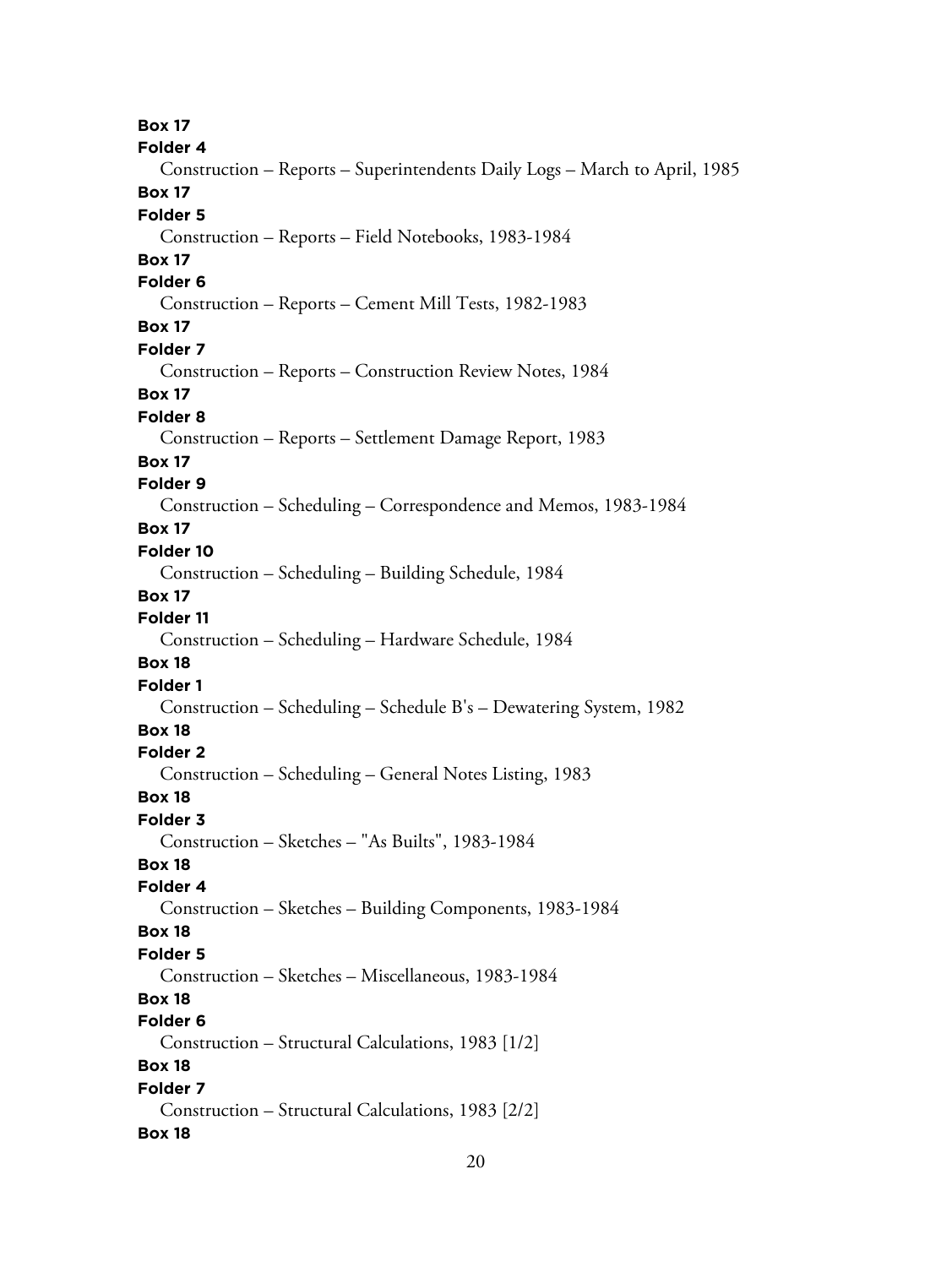**Box 17**
**Folder 4**
Construction – Reports – Superintendents Daily Logs – March to April, 1985

**Box 17**
**Folder 5**
Construction – Reports – Field Notebooks, 1983-1984

**Box 17**
**Folder 6**
Construction – Reports – Cement Mill Tests, 1982-1983

**Box 17**
**Folder 7**
Construction – Reports – Construction Review Notes, 1984

**Box 17**
**Folder 8**
Construction – Reports – Settlement Damage Report, 1983

**Box 17**
**Folder 9**
Construction – Scheduling – Correspondence and Memos, 1983-1984

**Box 17**
**Folder 10**
Construction – Scheduling – Building Schedule, 1984

**Box 17**
**Folder 11**
Construction – Scheduling – Hardware Schedule, 1984

**Box 18**
**Folder 1**
Construction – Scheduling – Schedule B's – Dewatering System, 1982

**Box 18**
**Folder 2**
Construction – Scheduling – General Notes Listing, 1983

**Box 18**
**Folder 3**
Construction – Sketches – "As Builts", 1983-1984

**Box 18**
**Folder 4**
Construction – Sketches – Building Components, 1983-1984

**Box 18**
**Folder 5**
Construction – Sketches – Miscellaneous, 1983-1984

**Box 18**
**Folder 6**
Construction – Structural Calculations, 1983 [1/2]

**Box 18**
**Folder 7**
Construction – Structural Calculations, 1983 [2/2]

**Box 18**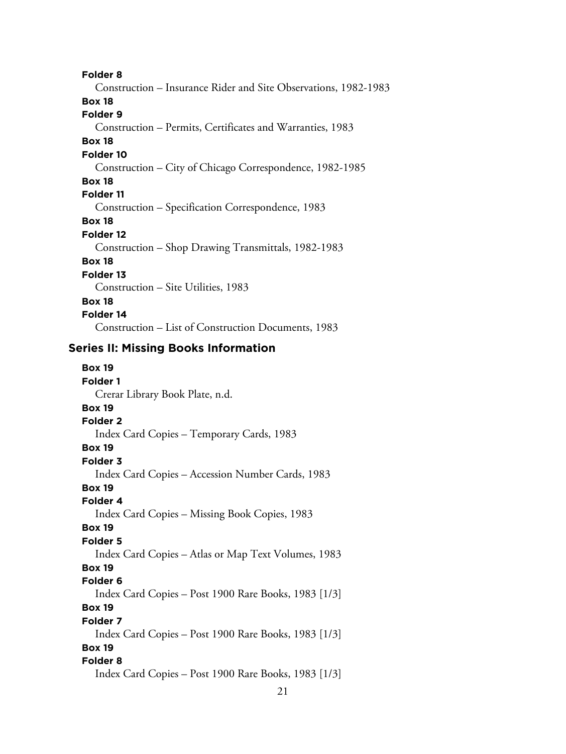**Folder 8**

Construction – Insurance Rider and Site Observations, 1982-1983

**Box 18**

**Folder 9**

Construction – Permits, Certificates and Warranties, 1983

**Box 18**

**Folder 10**

Construction – City of Chicago Correspondence, 1982-1985

**Box 18**

**Folder 11**

Construction – Specification Correspondence, 1983

**Box 18**

**Folder 12**

Construction – Shop Drawing Transmittals, 1982-1983

**Box 18**

**Folder 13**

Construction – Site Utilities, 1983

**Box 18**

**Folder 14**

Construction – List of Construction Documents, 1983

## Series II: Missing Books Information

**Box 19**

**Folder 1**

Crerar Library Book Plate, n.d.

**Box 19**

**Folder 2**

Index Card Copies – Temporary Cards, 1983

**Box 19**

**Folder 3**

Index Card Copies – Accession Number Cards, 1983

**Box 19**

**Folder 4**

Index Card Copies – Missing Book Copies, 1983

**Box 19**

**Folder 5**

Index Card Copies – Atlas or Map Text Volumes, 1983

**Box 19**

**Folder 6**

Index Card Copies – Post 1900 Rare Books, 1983 [1/3]

**Box 19**

**Folder 7**

Index Card Copies – Post 1900 Rare Books, 1983 [1/3]

**Box 19**

**Folder 8**

Index Card Copies – Post 1900 Rare Books, 1983 [1/3]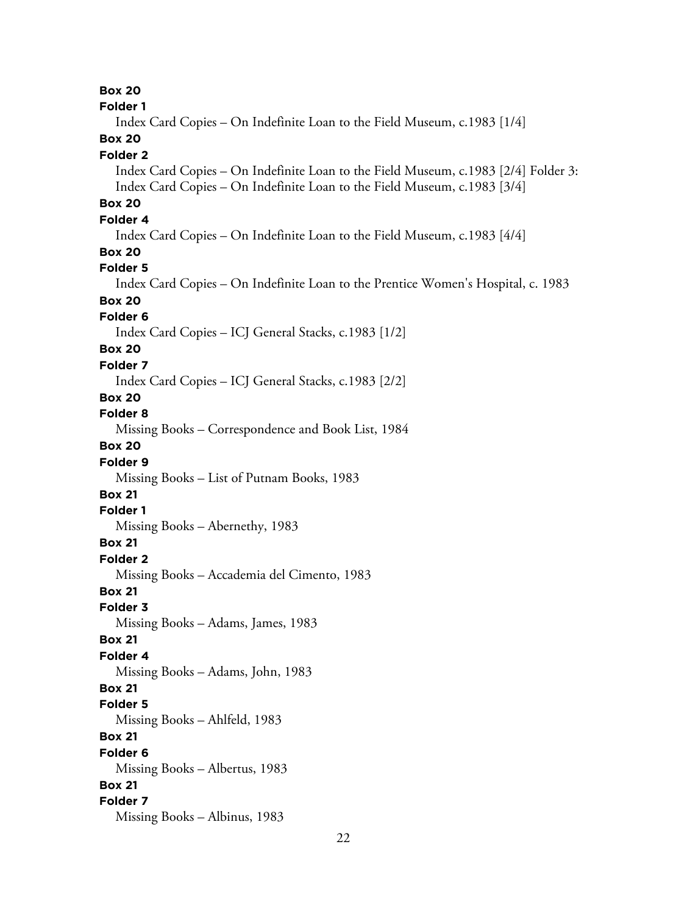**Box 20**
**Folder 1**
Index Card Copies – On Indefinite Loan to the Field Museum, c.1983 [1/4]

**Box 20**
**Folder 2**
Index Card Copies – On Indefinite Loan to the Field Museum, c.1983 [2/4] Folder 3: Index Card Copies – On Indefinite Loan to the Field Museum, c.1983 [3/4]

**Box 20**
**Folder 4**
Index Card Copies – On Indefinite Loan to the Field Museum, c.1983 [4/4]

**Box 20**
**Folder 5**
Index Card Copies – On Indefinite Loan to the Prentice Women's Hospital, c. 1983

**Box 20**
**Folder 6**
Index Card Copies – ICJ General Stacks, c.1983 [1/2]

**Box 20**
**Folder 7**
Index Card Copies – ICJ General Stacks, c.1983 [2/2]

**Box 20**
**Folder 8**
Missing Books – Correspondence and Book List, 1984

**Box 20**
**Folder 9**
Missing Books – List of Putnam Books, 1983

**Box 21**
**Folder 1**
Missing Books – Abernethy, 1983

**Box 21**
**Folder 2**
Missing Books – Accademia del Cimento, 1983

**Box 21**
**Folder 3**
Missing Books – Adams, James, 1983

**Box 21**
**Folder 4**
Missing Books – Adams, John, 1983

**Box 21**
**Folder 5**
Missing Books – Ahlfeld, 1983

**Box 21**
**Folder 6**
Missing Books – Albertus, 1983

**Box 21**
**Folder 7**
Missing Books – Albinus, 1983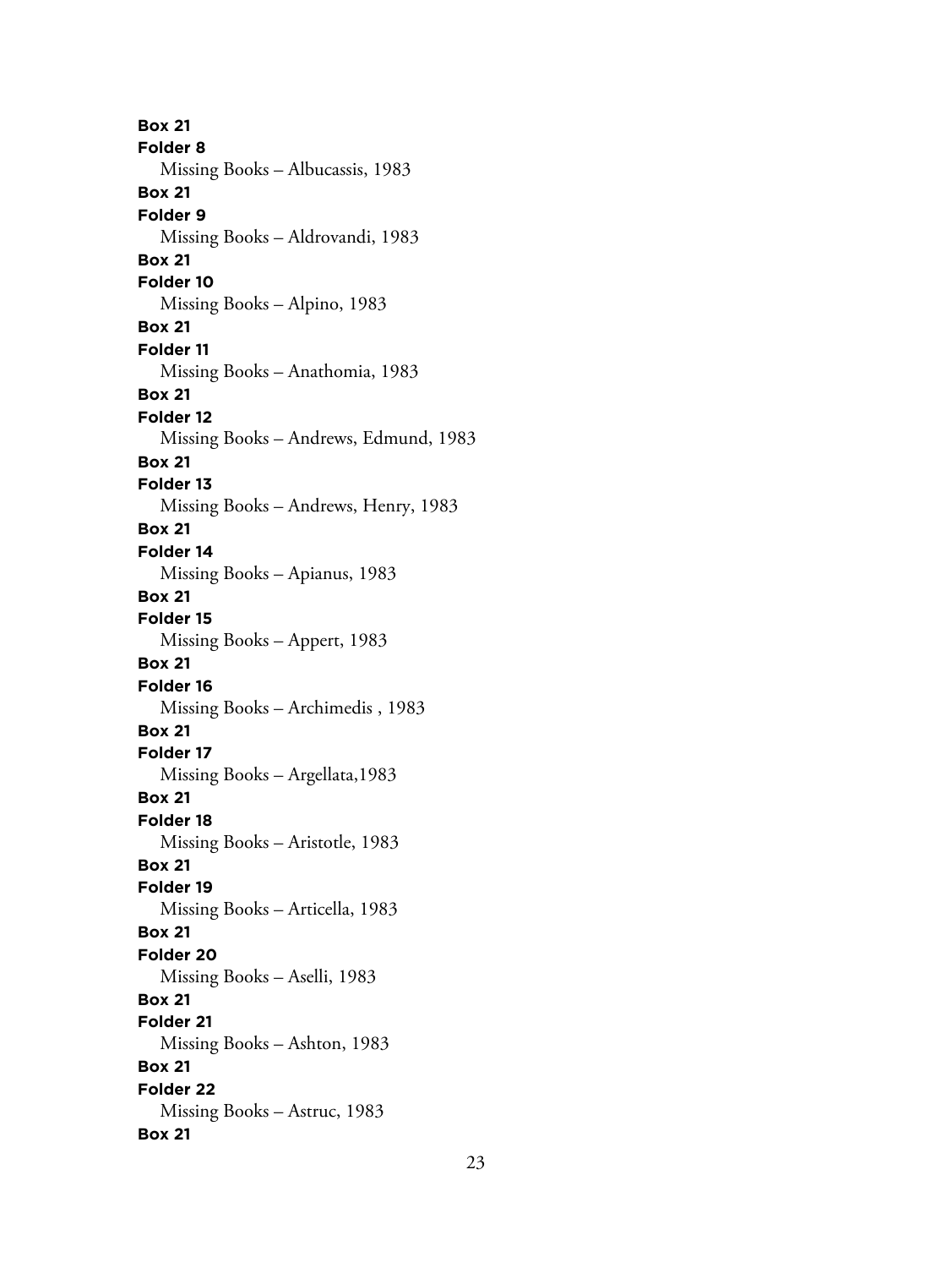**Box 21**
**Folder 8**
Missing Books – Albucassis, 1983
**Box 21**
**Folder 9**
Missing Books – Aldrovandi, 1983
**Box 21**
**Folder 10**
Missing Books – Alpino, 1983
**Box 21**
**Folder 11**
Missing Books – Anathomia, 1983
**Box 21**
**Folder 12**
Missing Books – Andrews, Edmund, 1983
**Box 21**
**Folder 13**
Missing Books – Andrews, Henry, 1983
**Box 21**
**Folder 14**
Missing Books – Apianus, 1983
**Box 21**
**Folder 15**
Missing Books – Appert, 1983
**Box 21**
**Folder 16**
Missing Books – Archimedis , 1983
**Box 21**
**Folder 17**
Missing Books – Argellata,1983
**Box 21**
**Folder 18**
Missing Books – Aristotle, 1983
**Box 21**
**Folder 19**
Missing Books – Articella, 1983
**Box 21**
**Folder 20**
Missing Books – Aselli, 1983
**Box 21**
**Folder 21**
Missing Books – Ashton, 1983
**Box 21**
**Folder 22**
Missing Books – Astruc, 1983
**Box 21**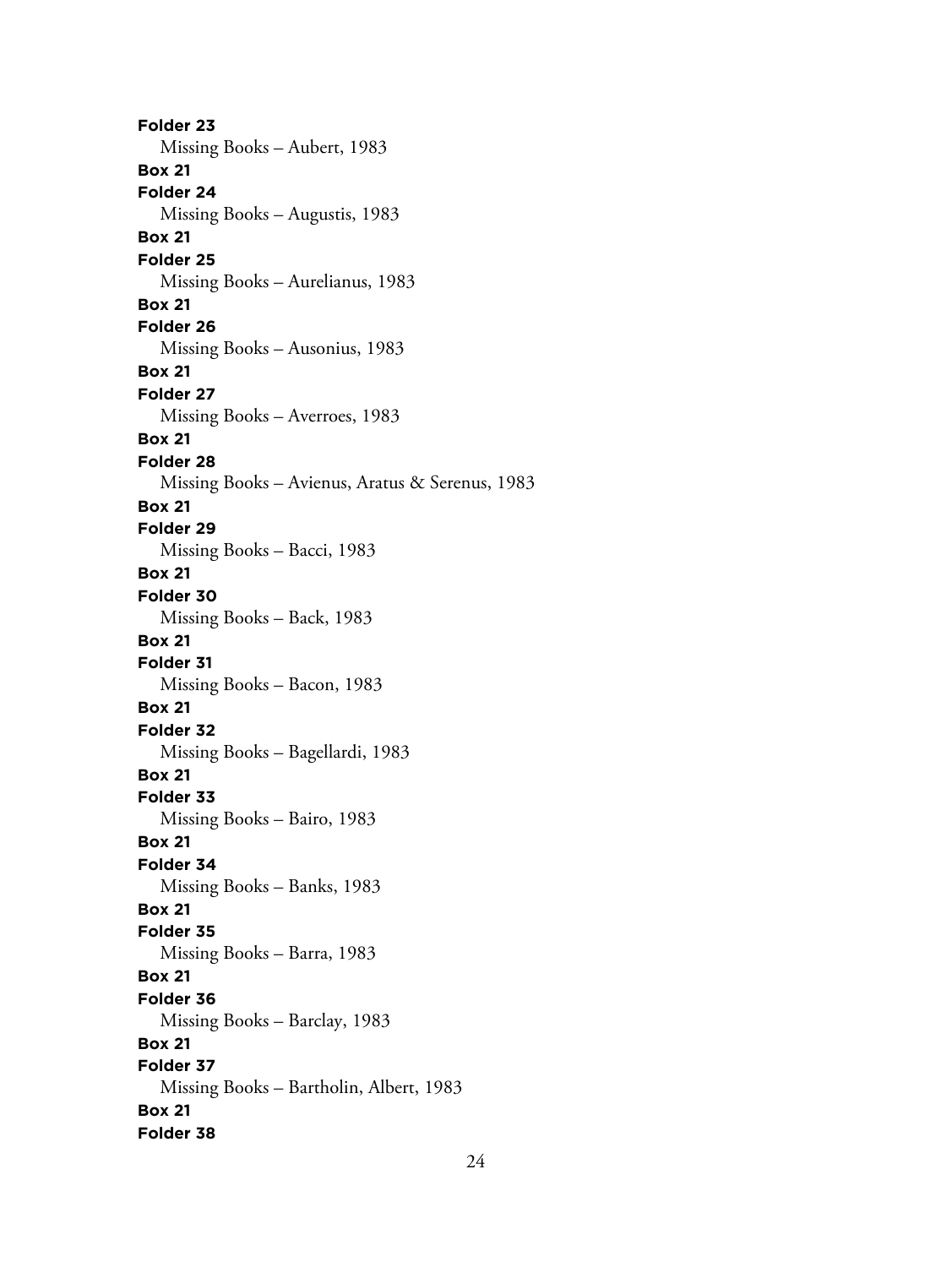**Folder 23**
Missing Books – Aubert, 1983
**Box 21**
**Folder 24**
Missing Books – Augustis, 1983
**Box 21**
**Folder 25**
Missing Books – Aurelianus, 1983
**Box 21**
**Folder 26**
Missing Books – Ausonius, 1983
**Box 21**
**Folder 27**
Missing Books – Averroes, 1983
**Box 21**
**Folder 28**
Missing Books – Avienus, Aratus & Serenus, 1983
**Box 21**
**Folder 29**
Missing Books – Bacci, 1983
**Box 21**
**Folder 30**
Missing Books – Back, 1983
**Box 21**
**Folder 31**
Missing Books – Bacon, 1983
**Box 21**
**Folder 32**
Missing Books – Bagellardi, 1983
**Box 21**
**Folder 33**
Missing Books – Bairo, 1983
**Box 21**
**Folder 34**
Missing Books – Banks, 1983
**Box 21**
**Folder 35**
Missing Books – Barra, 1983
**Box 21**
**Folder 36**
Missing Books – Barclay, 1983
**Box 21**
**Folder 37**
Missing Books – Bartholin, Albert, 1983
**Box 21**
**Folder 38**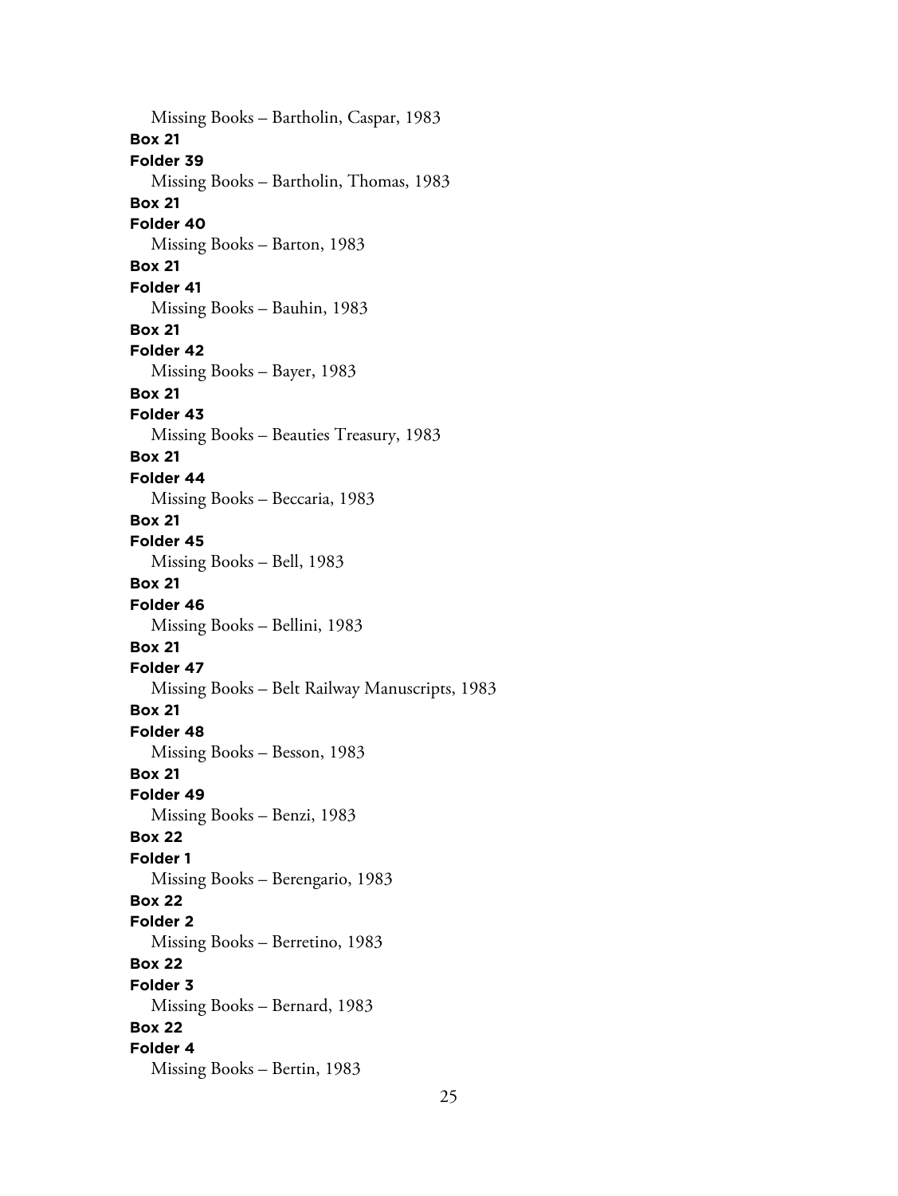Missing Books – Bartholin, Caspar, 1983

**Box 21**
**Folder 39**
Missing Books – Bartholin, Thomas, 1983

**Box 21**
**Folder 40**
Missing Books – Barton, 1983

**Box 21**
**Folder 41**
Missing Books – Bauhin, 1983

**Box 21**
**Folder 42**
Missing Books – Bayer, 1983

**Box 21**
**Folder 43**
Missing Books – Beauties Treasury, 1983

**Box 21**
**Folder 44**
Missing Books – Beccaria, 1983

**Box 21**
**Folder 45**
Missing Books – Bell, 1983

**Box 21**
**Folder 46**
Missing Books – Bellini, 1983

**Box 21**
**Folder 47**
Missing Books – Belt Railway Manuscripts, 1983

**Box 21**
**Folder 48**
Missing Books – Besson, 1983

**Box 21**
**Folder 49**
Missing Books – Benzi, 1983

**Box 22**
**Folder 1**
Missing Books – Berengario, 1983

**Box 22**
**Folder 2**
Missing Books – Berretino, 1983

**Box 22**
**Folder 3**
Missing Books – Bernard, 1983

**Box 22**
**Folder 4**
Missing Books – Bertin, 1983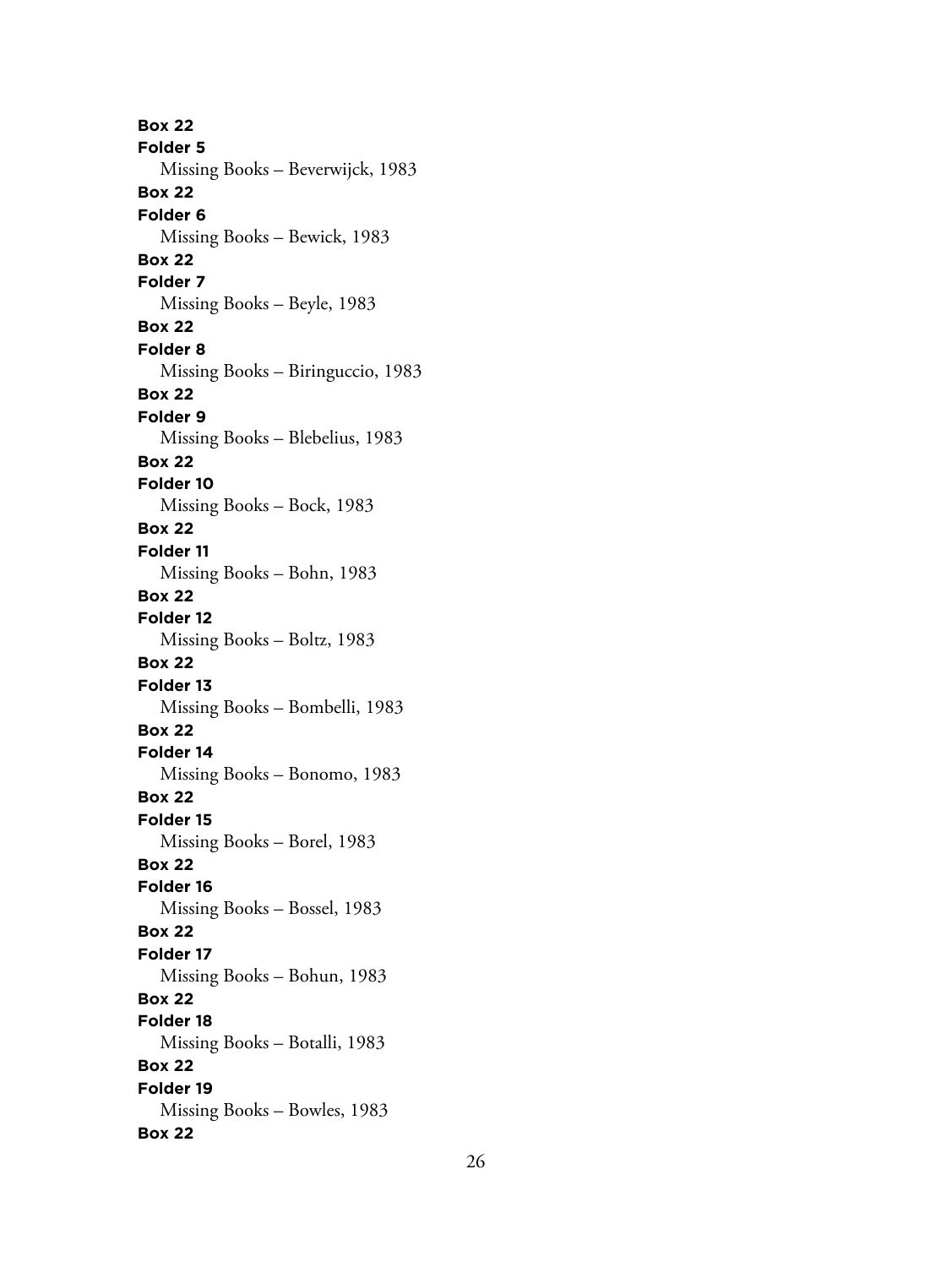**Box 22**
**Folder 5**
Missing Books – Beverwijck, 1983
**Box 22**
**Folder 6**
Missing Books – Bewick, 1983
**Box 22**
**Folder 7**
Missing Books – Beyle, 1983
**Box 22**
**Folder 8**
Missing Books – Biringuccio, 1983
**Box 22**
**Folder 9**
Missing Books – Blebelius, 1983
**Box 22**
**Folder 10**
Missing Books – Bock, 1983
**Box 22**
**Folder 11**
Missing Books – Bohn, 1983
**Box 22**
**Folder 12**
Missing Books – Boltz, 1983
**Box 22**
**Folder 13**
Missing Books – Bombelli, 1983
**Box 22**
**Folder 14**
Missing Books – Bonomo, 1983
**Box 22**
**Folder 15**
Missing Books – Borel, 1983
**Box 22**
**Folder 16**
Missing Books – Bossel, 1983
**Box 22**
**Folder 17**
Missing Books – Bohun, 1983
**Box 22**
**Folder 18**
Missing Books – Botalli, 1983
**Box 22**
**Folder 19**
Missing Books – Bowles, 1983
**Box 22**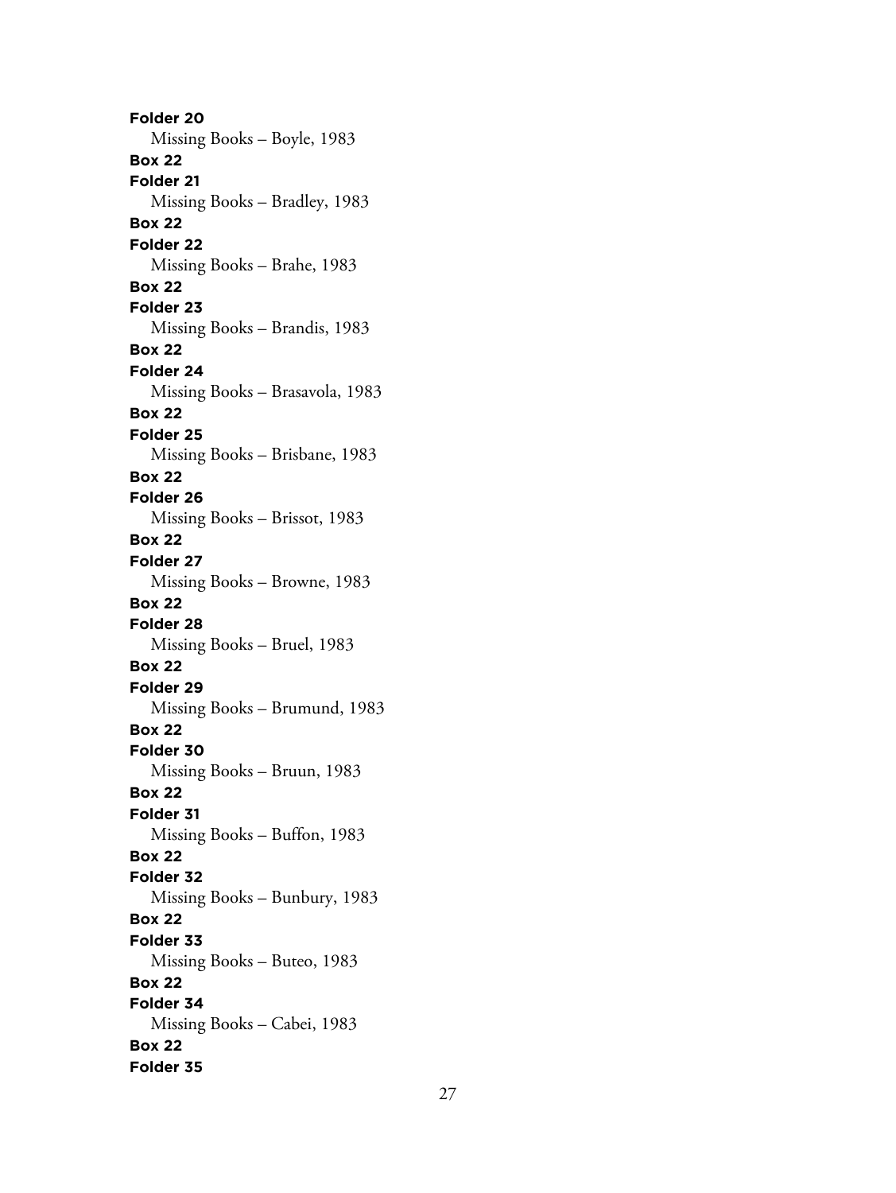**Folder 20**
Missing Books – Boyle, 1983

**Box 22**
**Folder 21**
Missing Books – Bradley, 1983

**Box 22**
**Folder 22**
Missing Books – Brahe, 1983

**Box 22**
**Folder 23**
Missing Books – Brandis, 1983

**Box 22**
**Folder 24**
Missing Books – Brasavola, 1983

**Box 22**
**Folder 25**
Missing Books – Brisbane, 1983

**Box 22**
**Folder 26**
Missing Books – Brissot, 1983

**Box 22**
**Folder 27**
Missing Books – Browne, 1983

**Box 22**
**Folder 28**
Missing Books – Bruel, 1983

**Box 22**
**Folder 29**
Missing Books – Brumund, 1983

**Box 22**
**Folder 30**
Missing Books – Bruun, 1983

**Box 22**
**Folder 31**
Missing Books – Buffon, 1983

**Box 22**
**Folder 32**
Missing Books – Bunbury, 1983

**Box 22**
**Folder 33**
Missing Books – Buteo, 1983

**Box 22**
**Folder 34**
Missing Books – Cabei, 1983

**Box 22**
**Folder 35**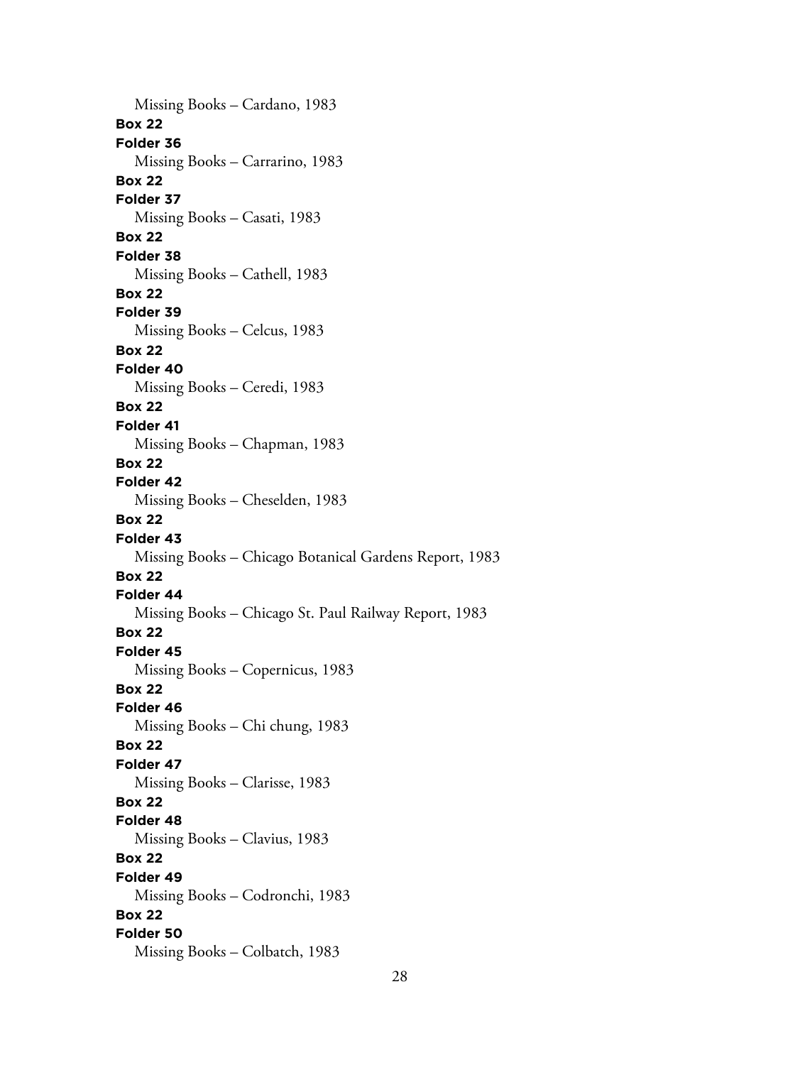Missing Books – Cardano, 1983

**Box 22**
**Folder 36**
Missing Books – Carrarino, 1983

**Box 22**
**Folder 37**
Missing Books – Casati, 1983

**Box 22**
**Folder 38**
Missing Books – Cathell, 1983

**Box 22**
**Folder 39**
Missing Books – Celcus, 1983

**Box 22**
**Folder 40**
Missing Books – Ceredi, 1983

**Box 22**
**Folder 41**
Missing Books – Chapman, 1983

**Box 22**
**Folder 42**
Missing Books – Cheselden, 1983

**Box 22**
**Folder 43**
Missing Books – Chicago Botanical Gardens Report, 1983

**Box 22**
**Folder 44**
Missing Books – Chicago St. Paul Railway Report, 1983

**Box 22**
**Folder 45**
Missing Books – Copernicus, 1983

**Box 22**
**Folder 46**
Missing Books – Chi chung, 1983

**Box 22**
**Folder 47**
Missing Books – Clarisse, 1983

**Box 22**
**Folder 48**
Missing Books – Clavius, 1983

**Box 22**
**Folder 49**
Missing Books – Codronchi, 1983

**Box 22**
**Folder 50**
Missing Books – Colbatch, 1983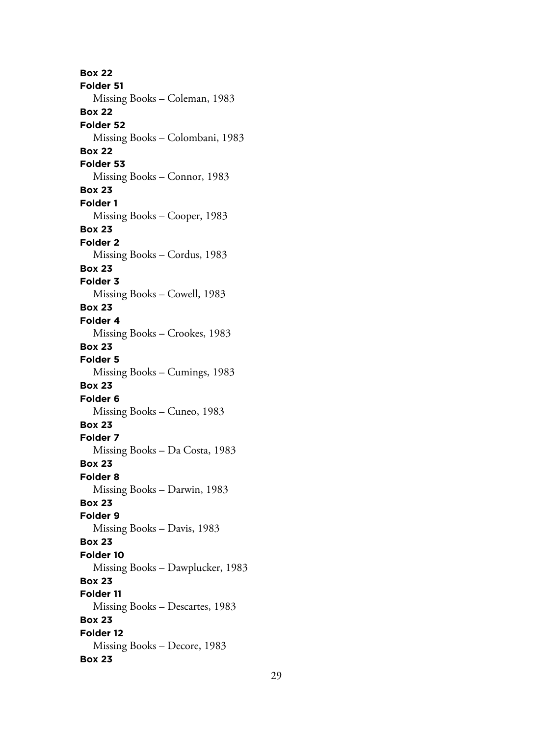**Box 22**
**Folder 51**
Missing Books – Coleman, 1983
**Box 22**
**Folder 52**
Missing Books – Colombani, 1983
**Box 22**
**Folder 53**
Missing Books – Connor, 1983
**Box 23**
**Folder 1**
Missing Books – Cooper, 1983
**Box 23**
**Folder 2**
Missing Books – Cordus, 1983
**Box 23**
**Folder 3**
Missing Books – Cowell, 1983
**Box 23**
**Folder 4**
Missing Books – Crookes, 1983
**Box 23**
**Folder 5**
Missing Books – Cumings, 1983
**Box 23**
**Folder 6**
Missing Books – Cuneo, 1983
**Box 23**
**Folder 7**
Missing Books – Da Costa, 1983
**Box 23**
**Folder 8**
Missing Books – Darwin, 1983
**Box 23**
**Folder 9**
Missing Books – Davis, 1983
**Box 23**
**Folder 10**
Missing Books – Dawplucker, 1983
**Box 23**
**Folder 11**
Missing Books – Descartes, 1983
**Box 23**
**Folder 12**
Missing Books – Decore, 1983
**Box 23**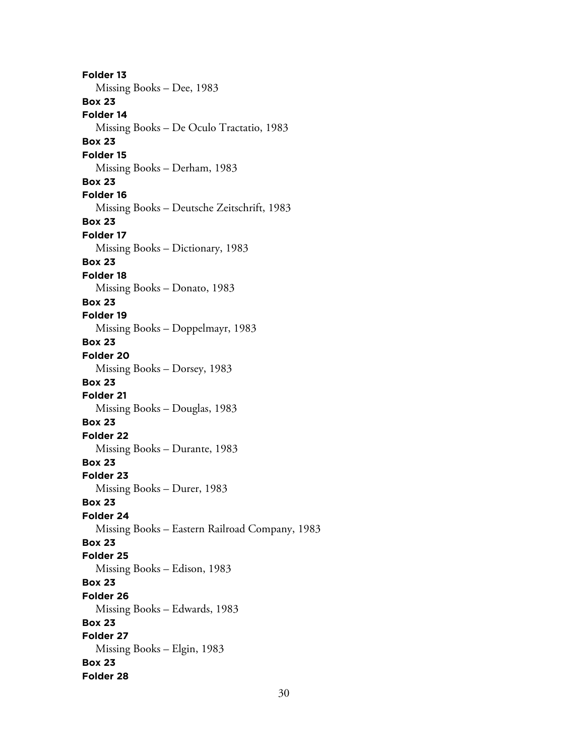**Folder 13**

Missing Books – Dee, 1983

**Box 23**

**Folder 14**

Missing Books – De Oculo Tractatio, 1983

**Box 23**

**Folder 15**

Missing Books – Derham, 1983

**Box 23**

**Folder 16**

Missing Books – Deutsche Zeitschrift, 1983

**Box 23**

**Folder 17**

Missing Books – Dictionary, 1983

**Box 23**

**Folder 18**

Missing Books – Donato, 1983

**Box 23**

**Folder 19**

Missing Books – Doppelmayr, 1983

**Box 23**

**Folder 20**

Missing Books – Dorsey, 1983

**Box 23**

**Folder 21**

Missing Books – Douglas, 1983

**Box 23**

**Folder 22**

Missing Books – Durante, 1983

**Box 23**

**Folder 23**

Missing Books – Durer, 1983

**Box 23**

**Folder 24**

Missing Books – Eastern Railroad Company, 1983

**Box 23**

**Folder 25**

Missing Books – Edison, 1983

**Box 23**

**Folder 26**

Missing Books – Edwards, 1983

**Box 23**

**Folder 27**

Missing Books – Elgin, 1983

**Box 23**

**Folder 28**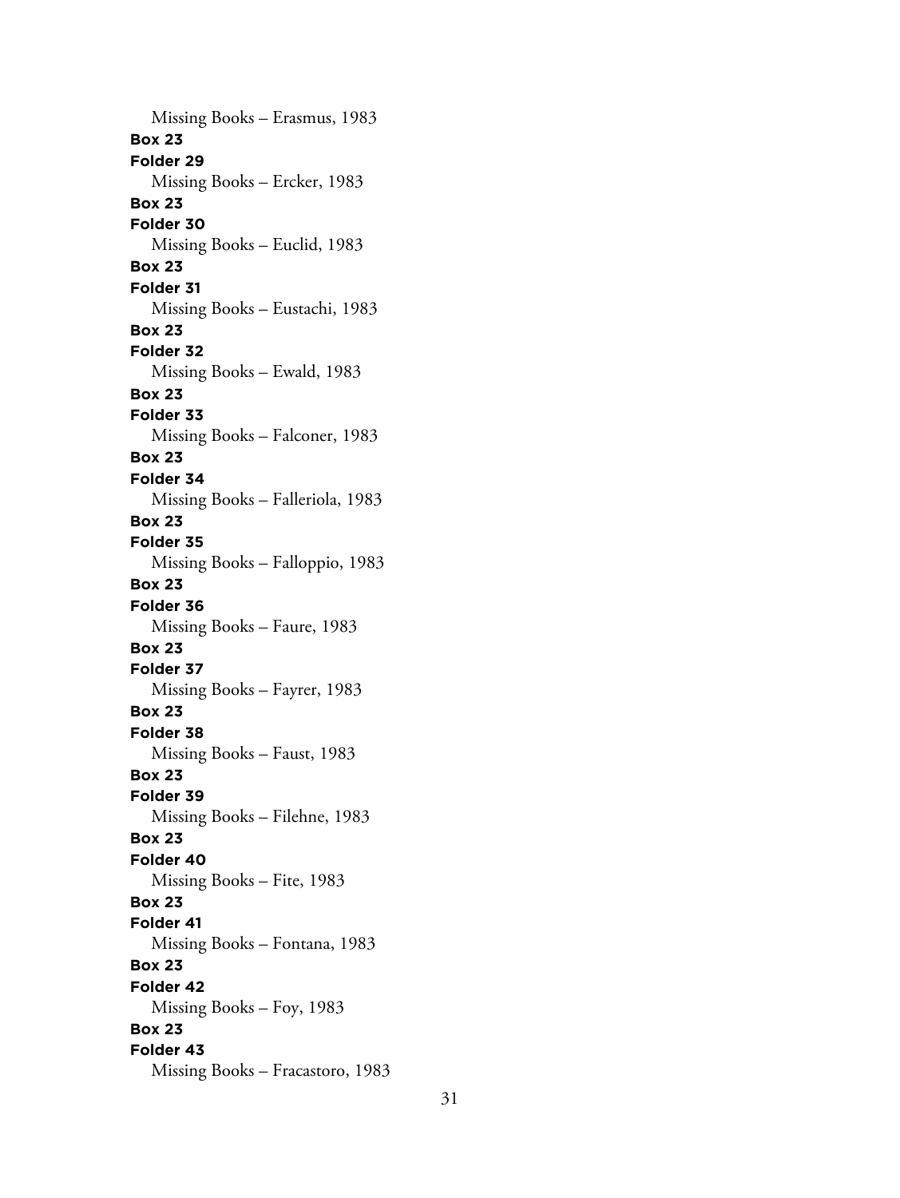Missing Books – Erasmus, 1983

**Box 23**
**Folder 29**
Missing Books – Ercker, 1983

**Box 23**
**Folder 30**
Missing Books – Euclid, 1983

**Box 23**
**Folder 31**
Missing Books – Eustachi, 1983

**Box 23**
**Folder 32**
Missing Books – Ewald, 1983

**Box 23**
**Folder 33**
Missing Books – Falconer, 1983

**Box 23**
**Folder 34**
Missing Books – Falleriola, 1983

**Box 23**
**Folder 35**
Missing Books – Falloppio, 1983

**Box 23**
**Folder 36**
Missing Books – Faure, 1983

**Box 23**
**Folder 37**
Missing Books – Fayrer, 1983

**Box 23**
**Folder 38**
Missing Books – Faust, 1983

**Box 23**
**Folder 39**
Missing Books – Filehne, 1983

**Box 23**
**Folder 40**
Missing Books – Fite, 1983

**Box 23**
**Folder 41**
Missing Books – Fontana, 1983

**Box 23**
**Folder 42**
Missing Books – Foy, 1983

**Box 23**
**Folder 43**
Missing Books – Fracastoro, 1983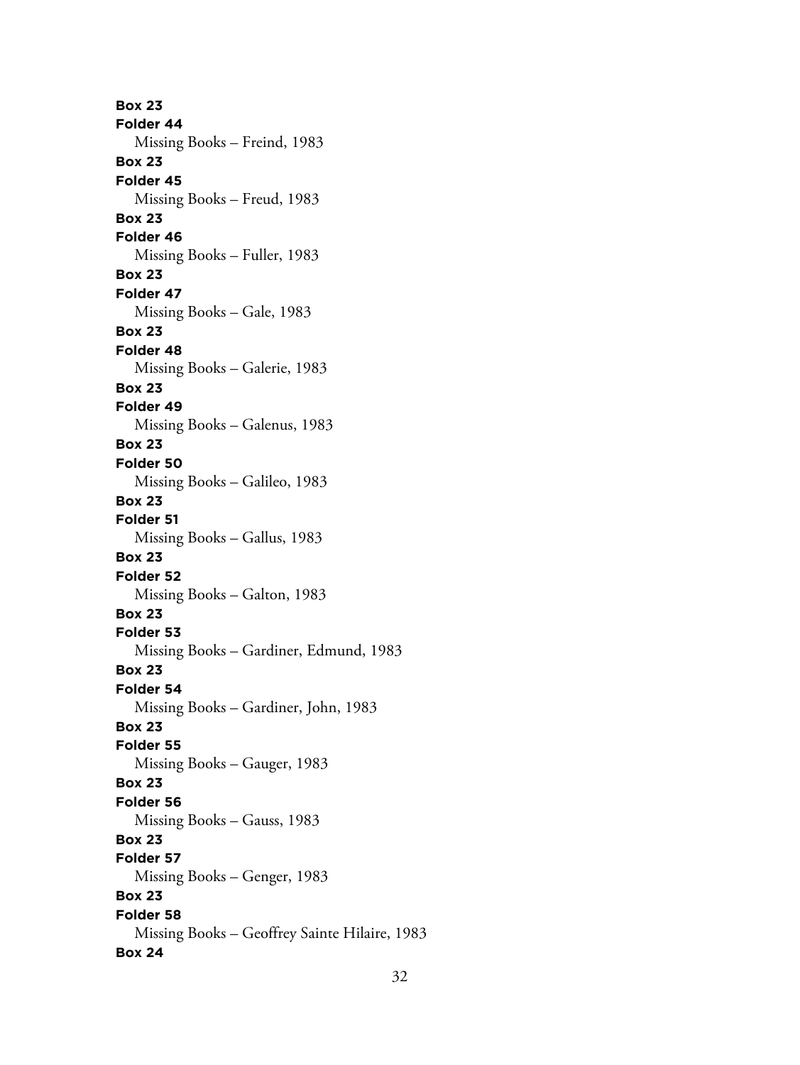**Box 23**
**Folder 44**
Missing Books – Freind, 1983
**Box 23**
**Folder 45**
Missing Books – Freud, 1983
**Box 23**
**Folder 46**
Missing Books – Fuller, 1983
**Box 23**
**Folder 47**
Missing Books – Gale, 1983
**Box 23**
**Folder 48**
Missing Books – Galerie, 1983
**Box 23**
**Folder 49**
Missing Books – Galenus, 1983
**Box 23**
**Folder 50**
Missing Books – Galileo, 1983
**Box 23**
**Folder 51**
Missing Books – Gallus, 1983
**Box 23**
**Folder 52**
Missing Books – Galton, 1983
**Box 23**
**Folder 53**
Missing Books – Gardiner, Edmund, 1983
**Box 23**
**Folder 54**
Missing Books – Gardiner, John, 1983
**Box 23**
**Folder 55**
Missing Books – Gauger, 1983
**Box 23**
**Folder 56**
Missing Books – Gauss, 1983
**Box 23**
**Folder 57**
Missing Books – Genger, 1983
**Box 23**
**Folder 58**
Missing Books – Geoffrey Sainte Hilaire, 1983
**Box 24**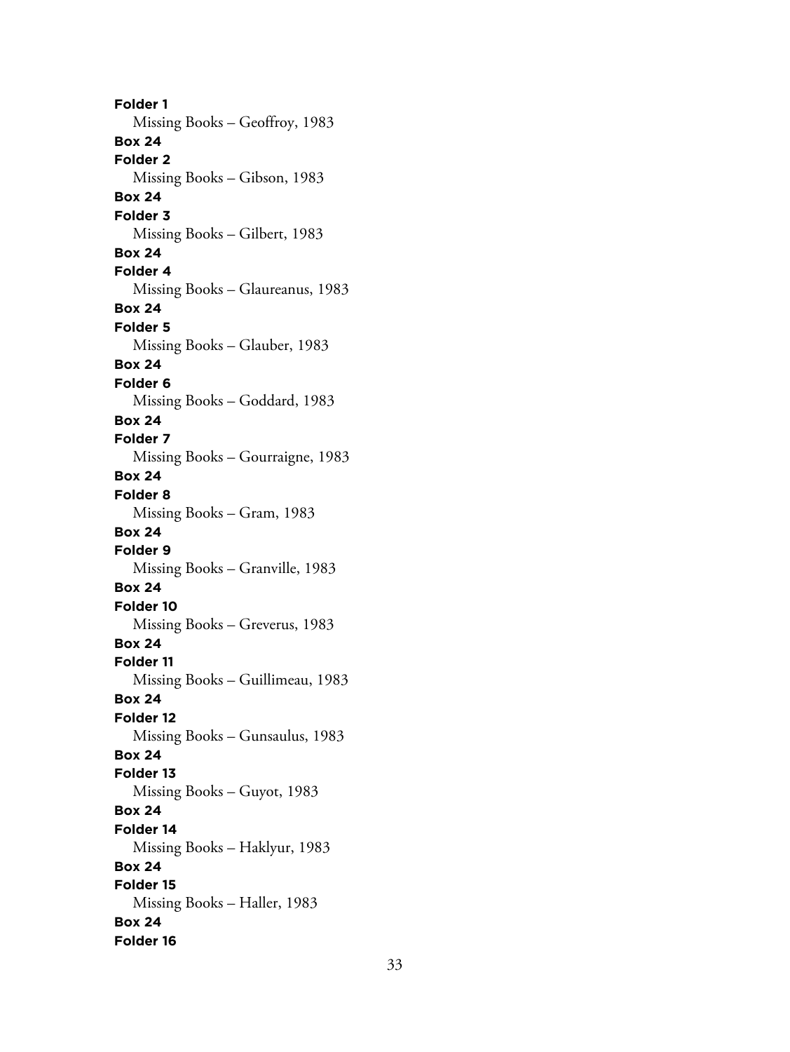**Folder 1**
Missing Books – Geoffroy, 1983

**Box 24**
**Folder 2**
Missing Books – Gibson, 1983

**Box 24**
**Folder 3**
Missing Books – Gilbert, 1983

**Box 24**
**Folder 4**
Missing Books – Glaureanus, 1983

**Box 24**
**Folder 5**
Missing Books – Glauber, 1983

**Box 24**
**Folder 6**
Missing Books – Goddard, 1983

**Box 24**
**Folder 7**
Missing Books – Gourraigne, 1983

**Box 24**
**Folder 8**
Missing Books – Gram, 1983

**Box 24**
**Folder 9**
Missing Books – Granville, 1983

**Box 24**
**Folder 10**
Missing Books – Greverus, 1983

**Box 24**
**Folder 11**
Missing Books – Guillimeau, 1983

**Box 24**
**Folder 12**
Missing Books – Gunsaulus, 1983

**Box 24**
**Folder 13**
Missing Books – Guyot, 1983

**Box 24**
**Folder 14**
Missing Books – Haklyur, 1983

**Box 24**
**Folder 15**
Missing Books – Haller, 1983

**Box 24**
**Folder 16**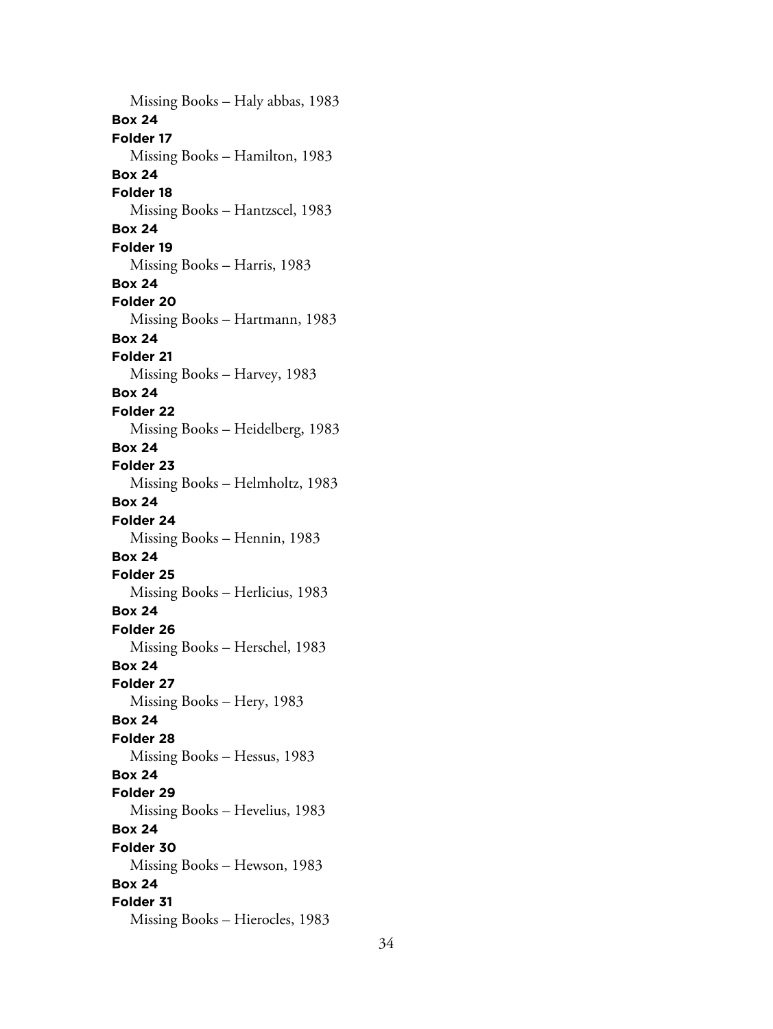Missing Books – Haly abbas, 1983

**Box 24**
**Folder 17**
Missing Books – Hamilton, 1983

**Box 24**
**Folder 18**
Missing Books – Hantzscel, 1983

**Box 24**
**Folder 19**
Missing Books – Harris, 1983

**Box 24**
**Folder 20**
Missing Books – Hartmann, 1983

**Box 24**
**Folder 21**
Missing Books – Harvey, 1983

**Box 24**
**Folder 22**
Missing Books – Heidelberg, 1983

**Box 24**
**Folder 23**
Missing Books – Helmholtz, 1983

**Box 24**
**Folder 24**
Missing Books – Hennin, 1983

**Box 24**
**Folder 25**
Missing Books – Herlicius, 1983

**Box 24**
**Folder 26**
Missing Books – Herschel, 1983

**Box 24**
**Folder 27**
Missing Books – Hery, 1983

**Box 24**
**Folder 28**
Missing Books – Hessus, 1983

**Box 24**
**Folder 29**
Missing Books – Hevelius, 1983

**Box 24**
**Folder 30**
Missing Books – Hewson, 1983

**Box 24**
**Folder 31**
Missing Books – Hierocles, 1983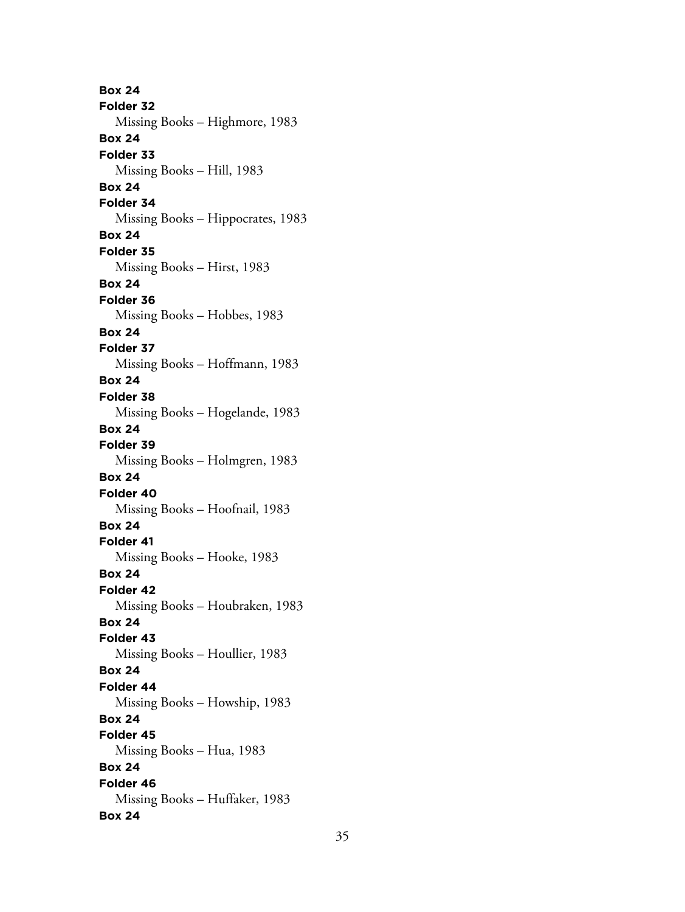**Box 24**
**Folder 32**
Missing Books – Highmore, 1983
**Box 24**
**Folder 33**
Missing Books – Hill, 1983
**Box 24**
**Folder 34**
Missing Books – Hippocrates, 1983
**Box 24**
**Folder 35**
Missing Books – Hirst, 1983
**Box 24**
**Folder 36**
Missing Books – Hobbes, 1983
**Box 24**
**Folder 37**
Missing Books – Hoffmann, 1983
**Box 24**
**Folder 38**
Missing Books – Hogelande, 1983
**Box 24**
**Folder 39**
Missing Books – Holmgren, 1983
**Box 24**
**Folder 40**
Missing Books – Hoofnail, 1983
**Box 24**
**Folder 41**
Missing Books – Hooke, 1983
**Box 24**
**Folder 42**
Missing Books – Houbraken, 1983
**Box 24**
**Folder 43**
Missing Books – Houllier, 1983
**Box 24**
**Folder 44**
Missing Books – Howship, 1983
**Box 24**
**Folder 45**
Missing Books – Hua, 1983
**Box 24**
**Folder 46**
Missing Books – Huffaker, 1983
**Box 24**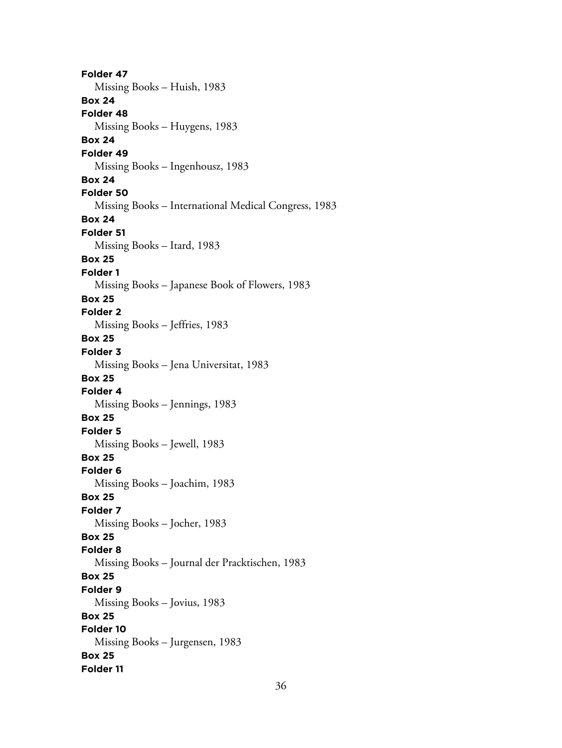**Folder 47**

Missing Books – Huish, 1983

**Box 24**

**Folder 48**

Missing Books – Huygens, 1983

**Box 24**

**Folder 49**

Missing Books – Ingenhousz, 1983

**Box 24**

**Folder 50**

Missing Books – International Medical Congress, 1983

**Box 24**

**Folder 51**

Missing Books – Itard, 1983

**Box 25**

**Folder 1**

Missing Books – Japanese Book of Flowers, 1983

**Box 25**

**Folder 2**

Missing Books – Jeffries, 1983

**Box 25**

**Folder 3**

Missing Books – Jena Universitat, 1983

**Box 25**

**Folder 4**

Missing Books – Jennings, 1983

**Box 25**

**Folder 5**

Missing Books – Jewell, 1983

**Box 25**

**Folder 6**

Missing Books – Joachim, 1983

**Box 25**

**Folder 7**

Missing Books – Jocher, 1983

**Box 25**

**Folder 8**

Missing Books – Journal der Pracktischen, 1983

**Box 25**

**Folder 9**

Missing Books – Jovius, 1983

**Box 25**

**Folder 10**

Missing Books – Jurgensen, 1983

**Box 25**

**Folder 11**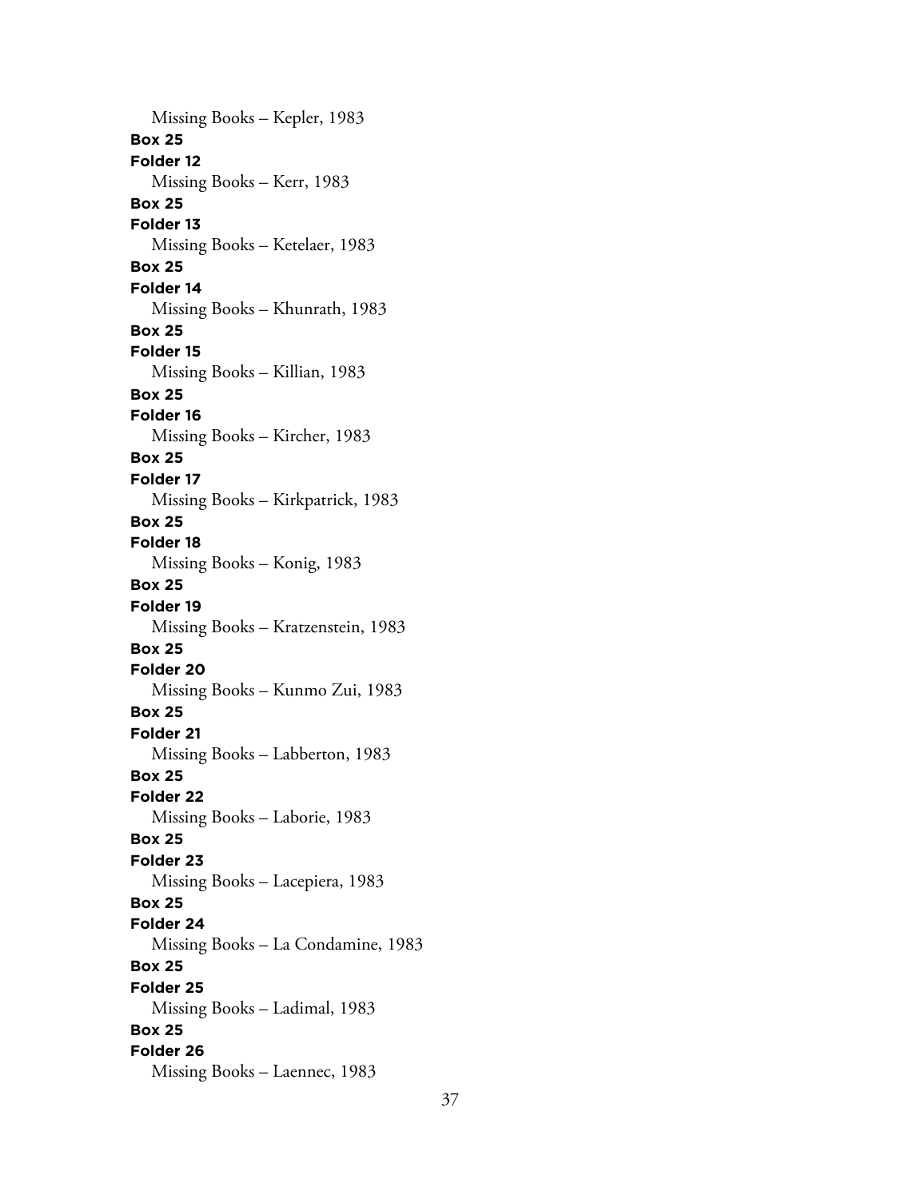Missing Books – Kepler, 1983

**Box 25**
**Folder 12**
Missing Books – Kerr, 1983

**Box 25**
**Folder 13**
Missing Books – Ketelaer, 1983

**Box 25**
**Folder 14**
Missing Books – Khunrath, 1983

**Box 25**
**Folder 15**
Missing Books – Killian, 1983

**Box 25**
**Folder 16**
Missing Books – Kircher, 1983

**Box 25**
**Folder 17**
Missing Books – Kirkpatrick, 1983

**Box 25**
**Folder 18**
Missing Books – Konig, 1983

**Box 25**
**Folder 19**
Missing Books – Kratzenstein, 1983

**Box 25**
**Folder 20**
Missing Books – Kunmo Zui, 1983

**Box 25**
**Folder 21**
Missing Books – Labberton, 1983

**Box 25**
**Folder 22**
Missing Books – Laborie, 1983

**Box 25**
**Folder 23**
Missing Books – Lacepiera, 1983

**Box 25**
**Folder 24**
Missing Books – La Condamine, 1983

**Box 25**
**Folder 25**
Missing Books – Ladimal, 1983

**Box 25**
**Folder 26**
Missing Books – Laennec, 1983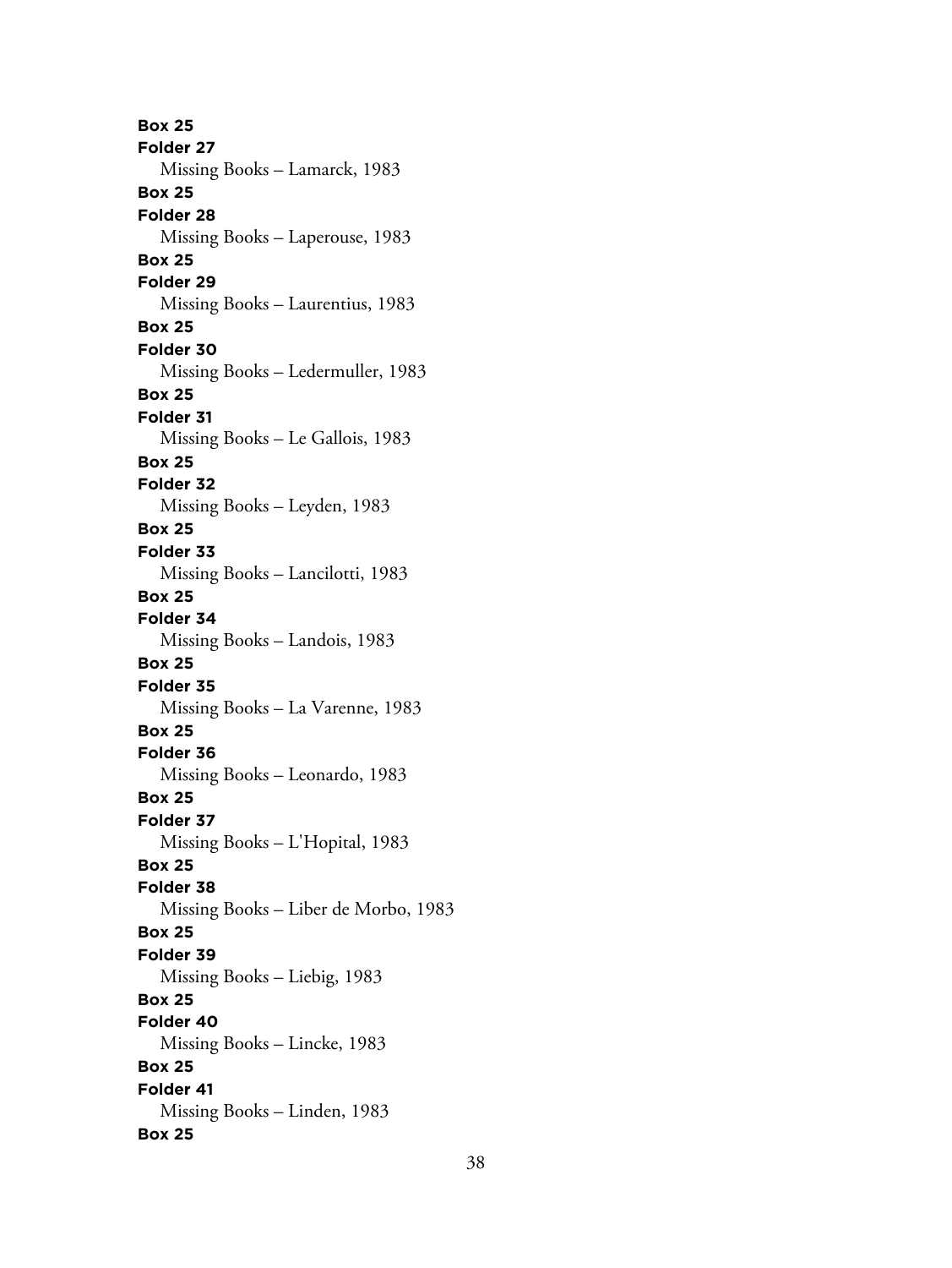**Box 25**
**Folder 27**
Missing Books – Lamarck, 1983
**Box 25**
**Folder 28**
Missing Books – Laperouse, 1983
**Box 25**
**Folder 29**
Missing Books – Laurentius, 1983
**Box 25**
**Folder 30**
Missing Books – Ledermuller, 1983
**Box 25**
**Folder 31**
Missing Books – Le Gallois, 1983
**Box 25**
**Folder 32**
Missing Books – Leyden, 1983
**Box 25**
**Folder 33**
Missing Books – Lancilotti, 1983
**Box 25**
**Folder 34**
Missing Books – Landois, 1983
**Box 25**
**Folder 35**
Missing Books – La Varenne, 1983
**Box 25**
**Folder 36**
Missing Books – Leonardo, 1983
**Box 25**
**Folder 37**
Missing Books – L'Hopital, 1983
**Box 25**
**Folder 38**
Missing Books – Liber de Morbo, 1983
**Box 25**
**Folder 39**
Missing Books – Liebig, 1983
**Box 25**
**Folder 40**
Missing Books – Lincke, 1983
**Box 25**
**Folder 41**
Missing Books – Linden, 1983
**Box 25**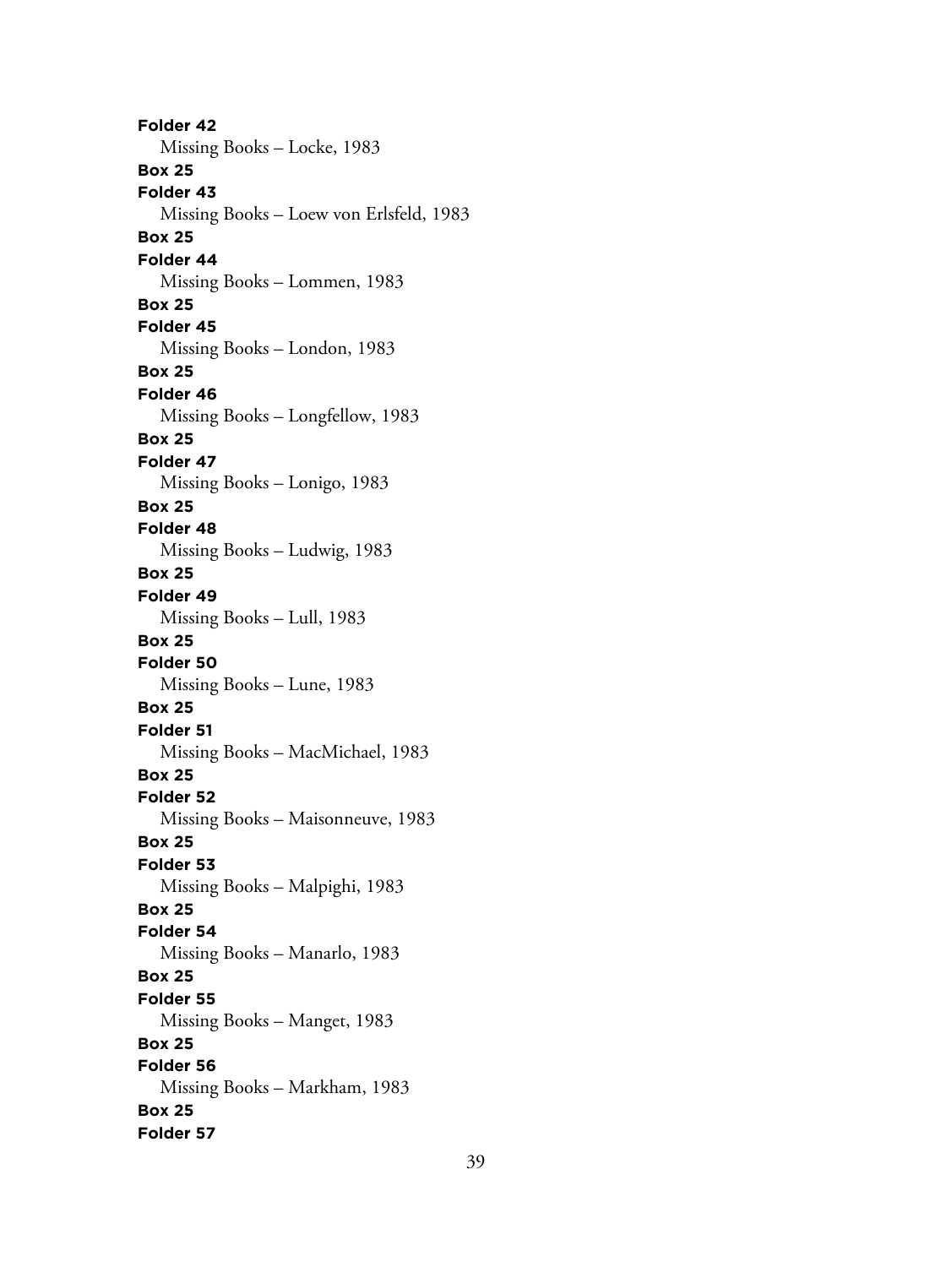**Folder 42**
Missing Books – Locke, 1983
**Box 25**
**Folder 43**
Missing Books – Loew von Erlsfeld, 1983
**Box 25**
**Folder 44**
Missing Books – Lommen, 1983
**Box 25**
**Folder 45**
Missing Books – London, 1983
**Box 25**
**Folder 46**
Missing Books – Longfellow, 1983
**Box 25**
**Folder 47**
Missing Books – Lonigo, 1983
**Box 25**
**Folder 48**
Missing Books – Ludwig, 1983
**Box 25**
**Folder 49**
Missing Books – Lull, 1983
**Box 25**
**Folder 50**
Missing Books – Lune, 1983
**Box 25**
**Folder 51**
Missing Books – MacMichael, 1983
**Box 25**
**Folder 52**
Missing Books – Maisonneuve, 1983
**Box 25**
**Folder 53**
Missing Books – Malpighi, 1983
**Box 25**
**Folder 54**
Missing Books – Manarlo, 1983
**Box 25**
**Folder 55**
Missing Books – Manget, 1983
**Box 25**
**Folder 56**
Missing Books – Markham, 1983
**Box 25**
**Folder 57**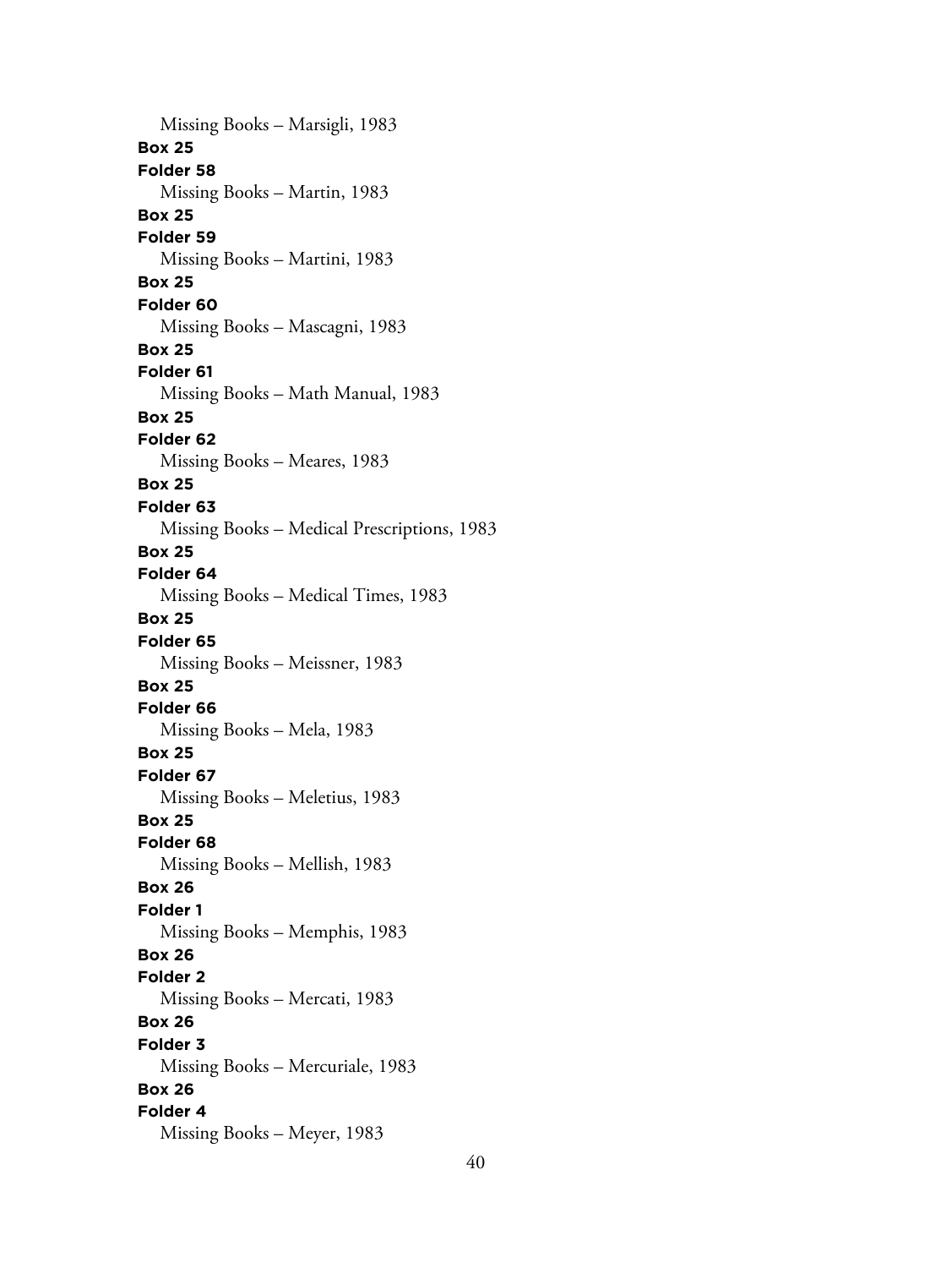Missing Books – Marsigli, 1983

**Box 25**
**Folder 58**
Missing Books – Martin, 1983

**Box 25**
**Folder 59**
Missing Books – Martini, 1983

**Box 25**
**Folder 60**
Missing Books – Mascagni, 1983

**Box 25**
**Folder 61**
Missing Books – Math Manual, 1983

**Box 25**
**Folder 62**
Missing Books – Meares, 1983

**Box 25**
**Folder 63**
Missing Books – Medical Prescriptions, 1983

**Box 25**
**Folder 64**
Missing Books – Medical Times, 1983

**Box 25**
**Folder 65**
Missing Books – Meissner, 1983

**Box 25**
**Folder 66**
Missing Books – Mela, 1983

**Box 25**
**Folder 67**
Missing Books – Meletius, 1983

**Box 25**
**Folder 68**
Missing Books – Mellish, 1983

**Box 26**
**Folder 1**
Missing Books – Memphis, 1983

**Box 26**
**Folder 2**
Missing Books – Mercati, 1983

**Box 26**
**Folder 3**
Missing Books – Mercuriale, 1983

**Box 26**
**Folder 4**
Missing Books – Meyer, 1983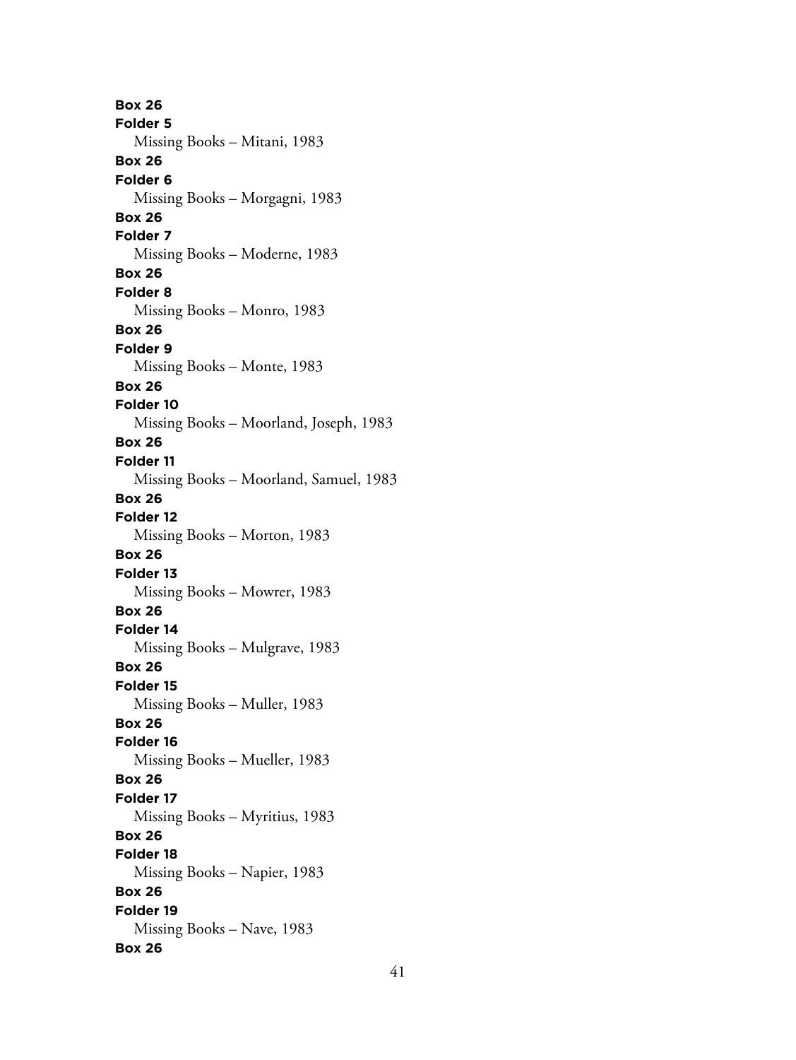**Box 26**
**Folder 5**
Missing Books – Mitani, 1983
**Box 26**
**Folder 6**
Missing Books – Morgagni, 1983
**Box 26**
**Folder 7**
Missing Books – Moderne, 1983
**Box 26**
**Folder 8**
Missing Books – Monro, 1983
**Box 26**
**Folder 9**
Missing Books – Monte, 1983
**Box 26**
**Folder 10**
Missing Books – Moorland, Joseph, 1983
**Box 26**
**Folder 11**
Missing Books – Moorland, Samuel, 1983
**Box 26**
**Folder 12**
Missing Books – Morton, 1983
**Box 26**
**Folder 13**
Missing Books – Mowrer, 1983
**Box 26**
**Folder 14**
Missing Books – Mulgrave, 1983
**Box 26**
**Folder 15**
Missing Books – Muller, 1983
**Box 26**
**Folder 16**
Missing Books – Mueller, 1983
**Box 26**
**Folder 17**
Missing Books – Myritius, 1983
**Box 26**
**Folder 18**
Missing Books – Napier, 1983
**Box 26**
**Folder 19**
Missing Books – Nave, 1983
**Box 26**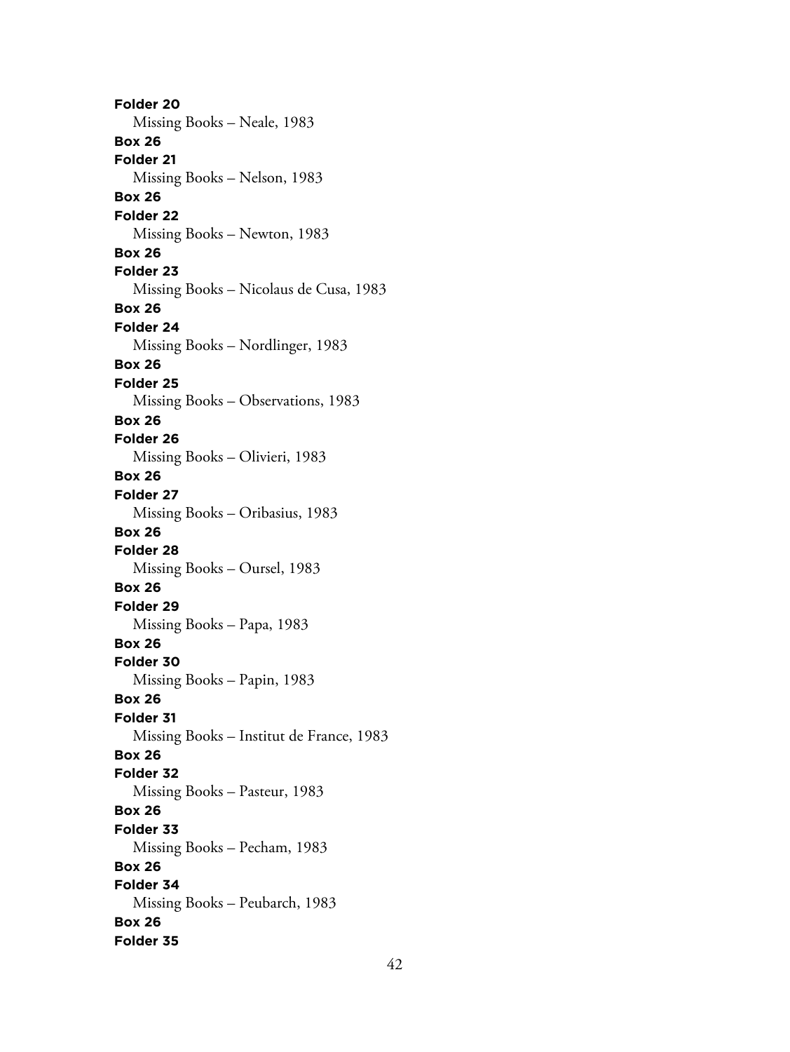**Folder 20**
Missing Books – Neale, 1983
**Box 26**
**Folder 21**
Missing Books – Nelson, 1983
**Box 26**
**Folder 22**
Missing Books – Newton, 1983
**Box 26**
**Folder 23**
Missing Books – Nicolaus de Cusa, 1983
**Box 26**
**Folder 24**
Missing Books – Nordlinger, 1983
**Box 26**
**Folder 25**
Missing Books – Observations, 1983
**Box 26**
**Folder 26**
Missing Books – Olivieri, 1983
**Box 26**
**Folder 27**
Missing Books – Oribasius, 1983
**Box 26**
**Folder 28**
Missing Books – Oursel, 1983
**Box 26**
**Folder 29**
Missing Books – Papa, 1983
**Box 26**
**Folder 30**
Missing Books – Papin, 1983
**Box 26**
**Folder 31**
Missing Books – Institut de France, 1983
**Box 26**
**Folder 32**
Missing Books – Pasteur, 1983
**Box 26**
**Folder 33**
Missing Books – Pecham, 1983
**Box 26**
**Folder 34**
Missing Books – Peubarch, 1983
**Box 26**
**Folder 35**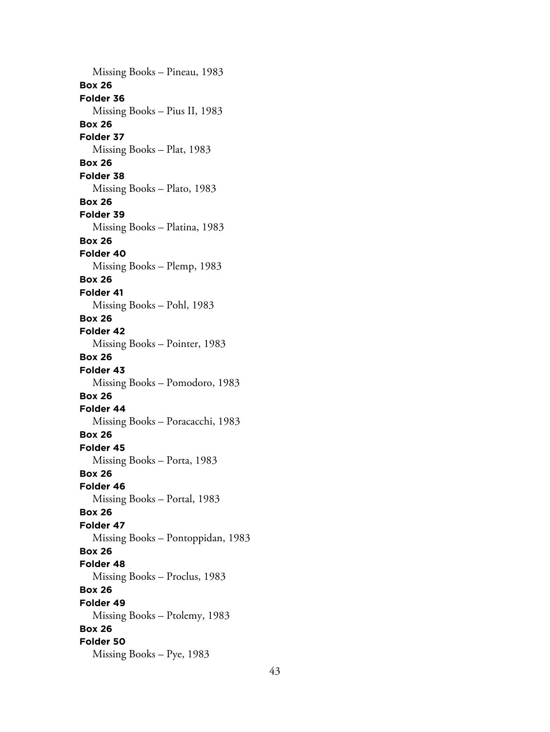Missing Books – Pineau, 1983

**Box 26**
**Folder 36**
Missing Books – Pius II, 1983

**Box 26**
**Folder 37**
Missing Books – Plat, 1983

**Box 26**
**Folder 38**
Missing Books – Plato, 1983

**Box 26**
**Folder 39**
Missing Books – Platina, 1983

**Box 26**
**Folder 40**
Missing Books – Plemp, 1983

**Box 26**
**Folder 41**
Missing Books – Pohl, 1983

**Box 26**
**Folder 42**
Missing Books – Pointer, 1983

**Box 26**
**Folder 43**
Missing Books – Pomodoro, 1983

**Box 26**
**Folder 44**
Missing Books – Poracacchi, 1983

**Box 26**
**Folder 45**
Missing Books – Porta, 1983

**Box 26**
**Folder 46**
Missing Books – Portal, 1983

**Box 26**
**Folder 47**
Missing Books – Pontoppidan, 1983

**Box 26**
**Folder 48**
Missing Books – Proclus, 1983

**Box 26**
**Folder 49**
Missing Books – Ptolemy, 1983

**Box 26**
**Folder 50**
Missing Books – Pye, 1983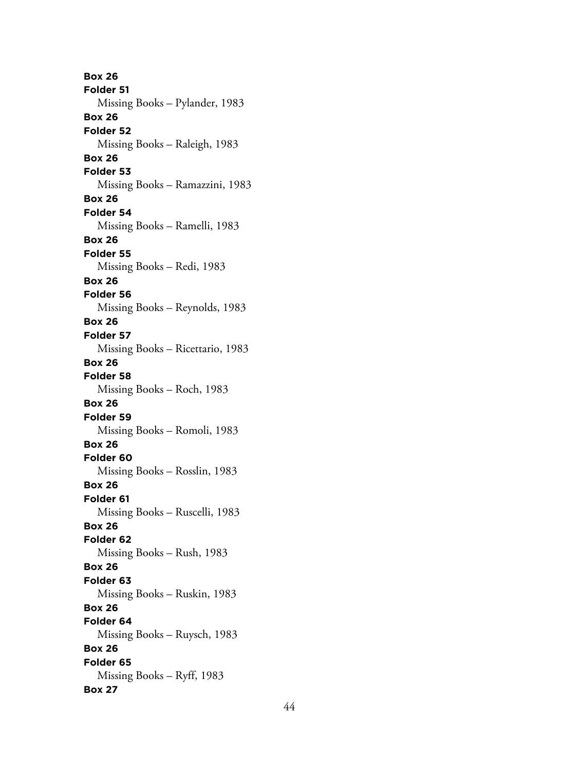**Box 26**
**Folder 51**
Missing Books – Pylander, 1983
**Box 26**
**Folder 52**
Missing Books – Raleigh, 1983
**Box 26**
**Folder 53**
Missing Books – Ramazzini, 1983
**Box 26**
**Folder 54**
Missing Books – Ramelli, 1983
**Box 26**
**Folder 55**
Missing Books – Redi, 1983
**Box 26**
**Folder 56**
Missing Books – Reynolds, 1983
**Box 26**
**Folder 57**
Missing Books – Ricettario, 1983
**Box 26**
**Folder 58**
Missing Books – Roch, 1983
**Box 26**
**Folder 59**
Missing Books – Romoli, 1983
**Box 26**
**Folder 60**
Missing Books – Rosslin, 1983
**Box 26**
**Folder 61**
Missing Books – Ruscelli, 1983
**Box 26**
**Folder 62**
Missing Books – Rush, 1983
**Box 26**
**Folder 63**
Missing Books – Ruskin, 1983
**Box 26**
**Folder 64**
Missing Books – Ruysch, 1983
**Box 26**
**Folder 65**
Missing Books – Ryff, 1983
**Box 27**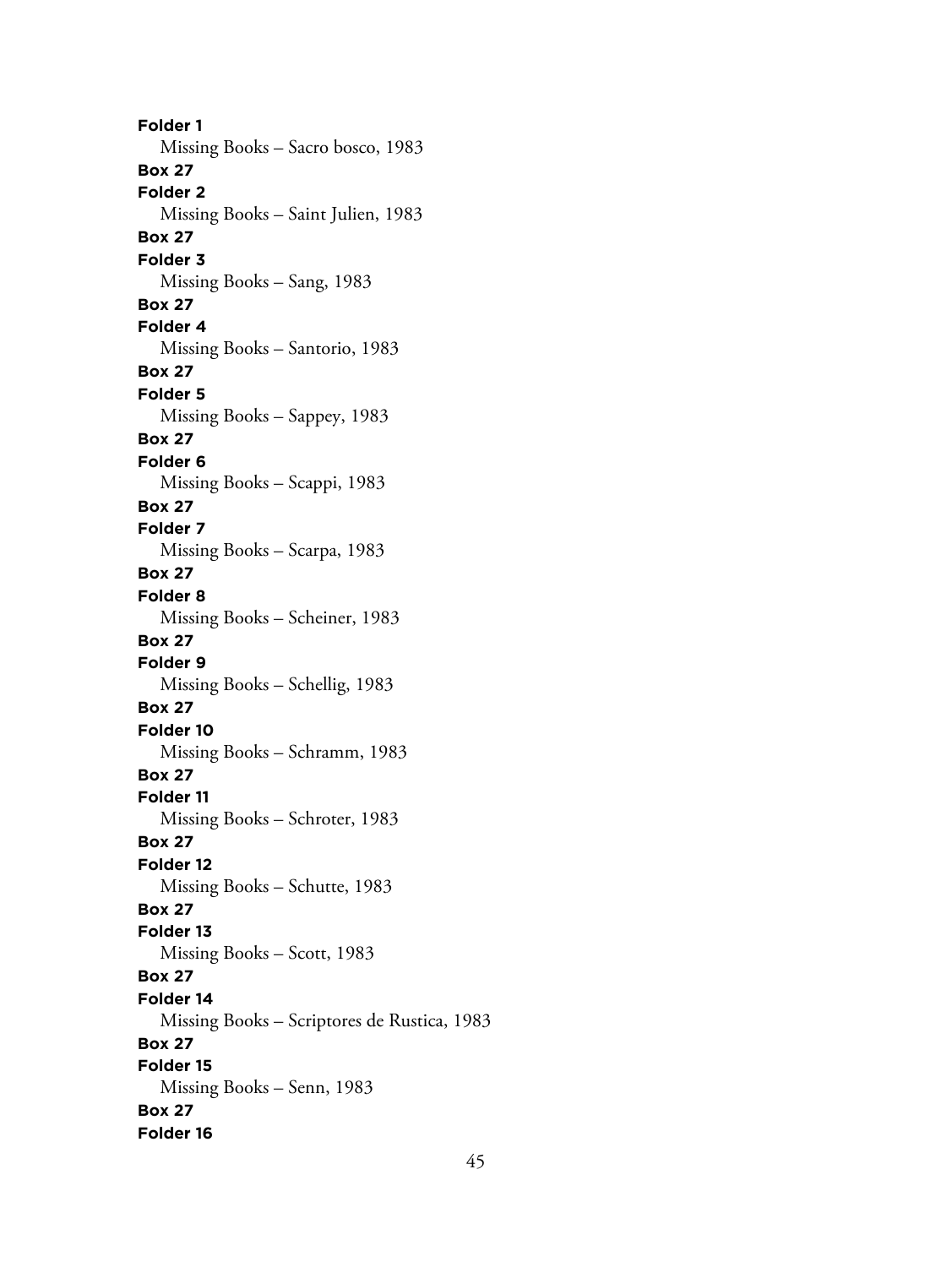**Folder 1**
Missing Books – Sacro bosco, 1983

**Box 27**
**Folder 2**
Missing Books – Saint Julien, 1983

**Box 27**
**Folder 3**
Missing Books – Sang, 1983

**Box 27**
**Folder 4**
Missing Books – Santorio, 1983

**Box 27**
**Folder 5**
Missing Books – Sappey, 1983

**Box 27**
**Folder 6**
Missing Books – Scappi, 1983

**Box 27**
**Folder 7**
Missing Books – Scarpa, 1983

**Box 27**
**Folder 8**
Missing Books – Scheiner, 1983

**Box 27**
**Folder 9**
Missing Books – Schellig, 1983

**Box 27**
**Folder 10**
Missing Books – Schramm, 1983

**Box 27**
**Folder 11**
Missing Books – Schroter, 1983

**Box 27**
**Folder 12**
Missing Books – Schutte, 1983

**Box 27**
**Folder 13**
Missing Books – Scott, 1983

**Box 27**
**Folder 14**
Missing Books – Scriptores de Rustica, 1983

**Box 27**
**Folder 15**
Missing Books – Senn, 1983

**Box 27**
**Folder 16**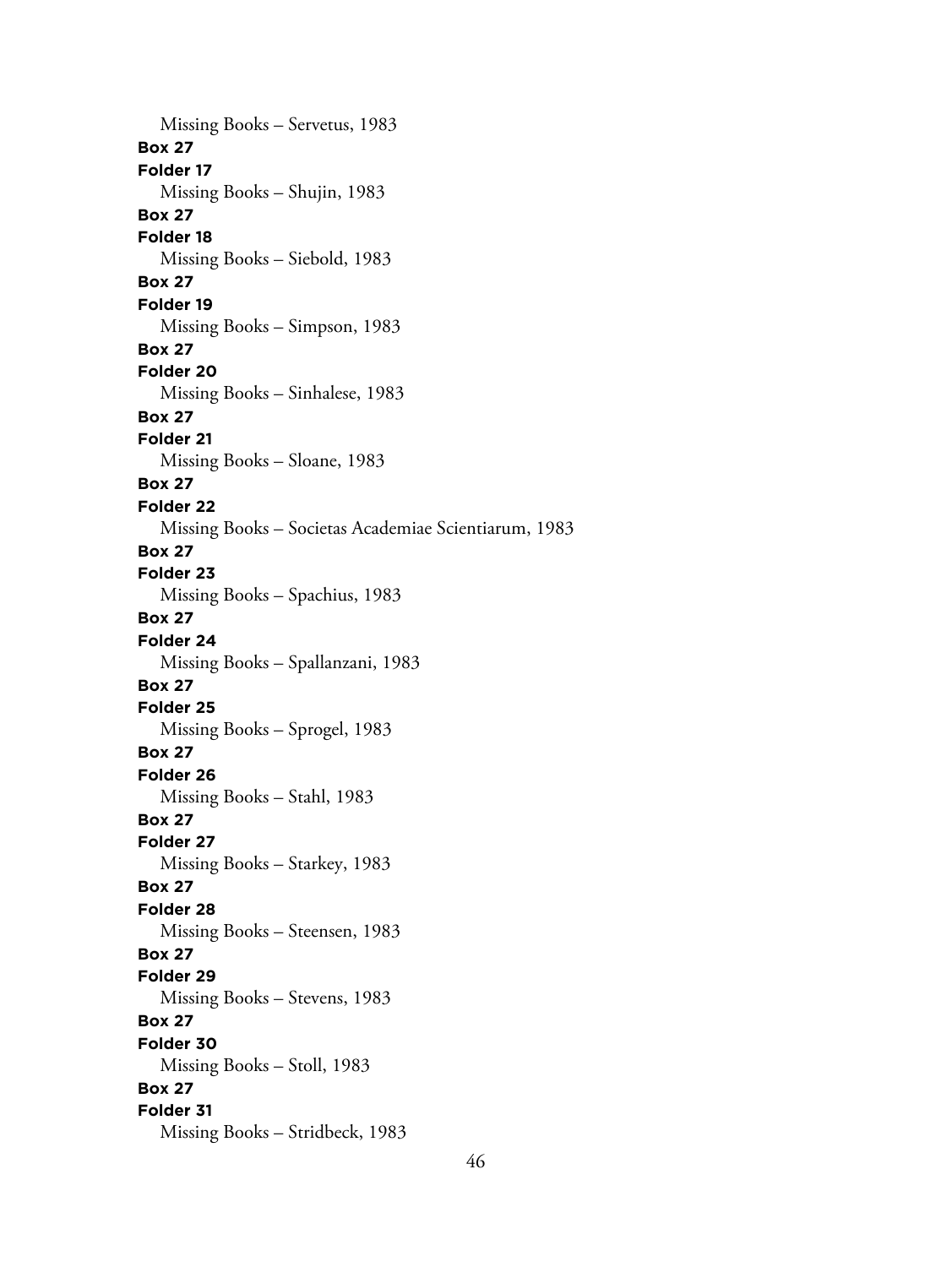Missing Books – Servetus, 1983

**Box 27**
**Folder 17**
Missing Books – Shujin, 1983

**Box 27**
**Folder 18**
Missing Books – Siebold, 1983

**Box 27**
**Folder 19**
Missing Books – Simpson, 1983

**Box 27**
**Folder 20**
Missing Books – Sinhalese, 1983

**Box 27**
**Folder 21**
Missing Books – Sloane, 1983

**Box 27**
**Folder 22**
Missing Books – Societas Academiae Scientiarum, 1983

**Box 27**
**Folder 23**
Missing Books – Spachius, 1983

**Box 27**
**Folder 24**
Missing Books – Spallanzani, 1983

**Box 27**
**Folder 25**
Missing Books – Sprogel, 1983

**Box 27**
**Folder 26**
Missing Books – Stahl, 1983

**Box 27**
**Folder 27**
Missing Books – Starkey, 1983

**Box 27**
**Folder 28**
Missing Books – Steensen, 1983

**Box 27**
**Folder 29**
Missing Books – Stevens, 1983

**Box 27**
**Folder 30**
Missing Books – Stoll, 1983

**Box 27**
**Folder 31**
Missing Books – Stridbeck, 1983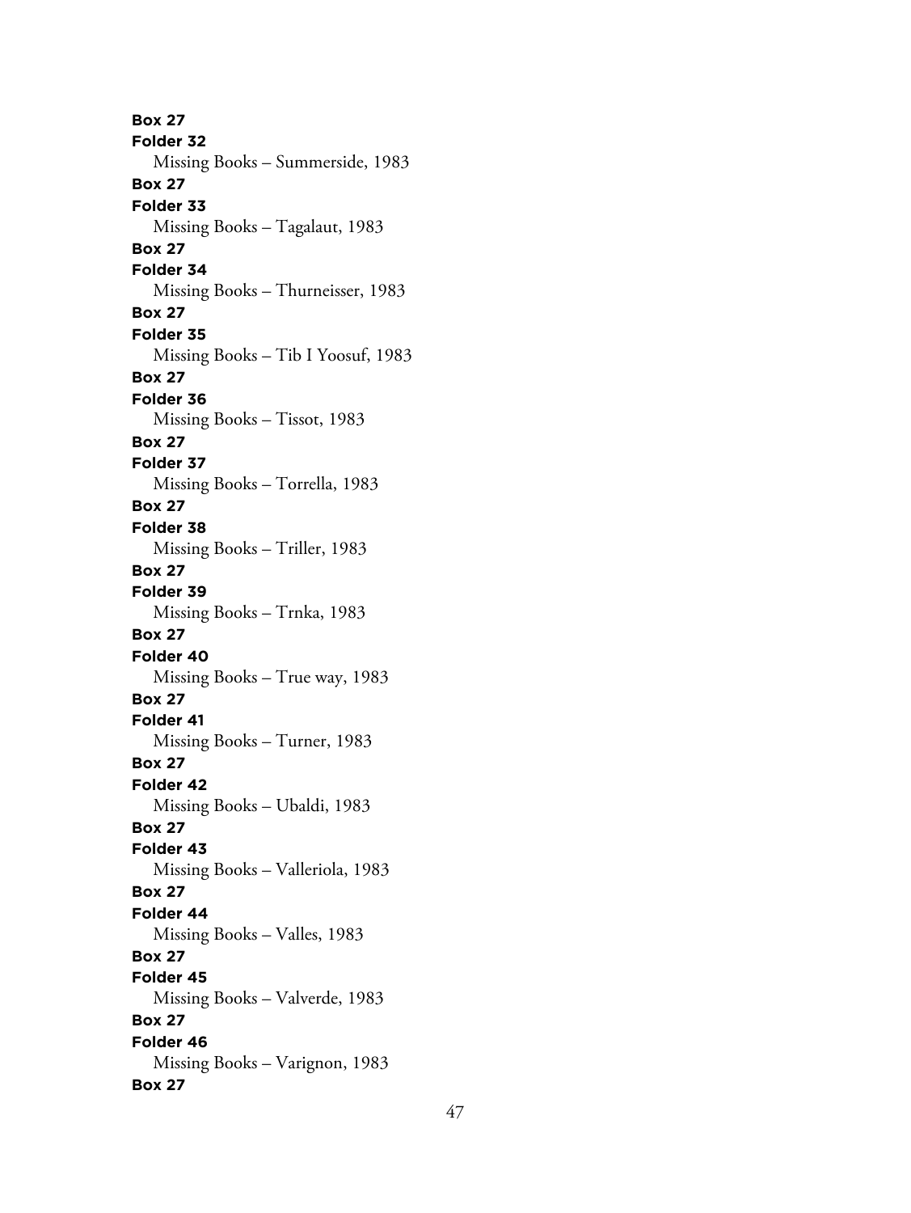**Box 27**
**Folder 32**
Missing Books – Summerside, 1983
**Box 27**
**Folder 33**
Missing Books – Tagalaut, 1983
**Box 27**
**Folder 34**
Missing Books – Thurneisser, 1983
**Box 27**
**Folder 35**
Missing Books – Tib I Yoosuf, 1983
**Box 27**
**Folder 36**
Missing Books – Tissot, 1983
**Box 27**
**Folder 37**
Missing Books – Torrella, 1983
**Box 27**
**Folder 38**
Missing Books – Triller, 1983
**Box 27**
**Folder 39**
Missing Books – Trnka, 1983
**Box 27**
**Folder 40**
Missing Books – True way, 1983
**Box 27**
**Folder 41**
Missing Books – Turner, 1983
**Box 27**
**Folder 42**
Missing Books – Ubaldi, 1983
**Box 27**
**Folder 43**
Missing Books – Valleriola, 1983
**Box 27**
**Folder 44**
Missing Books – Valles, 1983
**Box 27**
**Folder 45**
Missing Books – Valverde, 1983
**Box 27**
**Folder 46**
Missing Books – Varignon, 1983
**Box 27**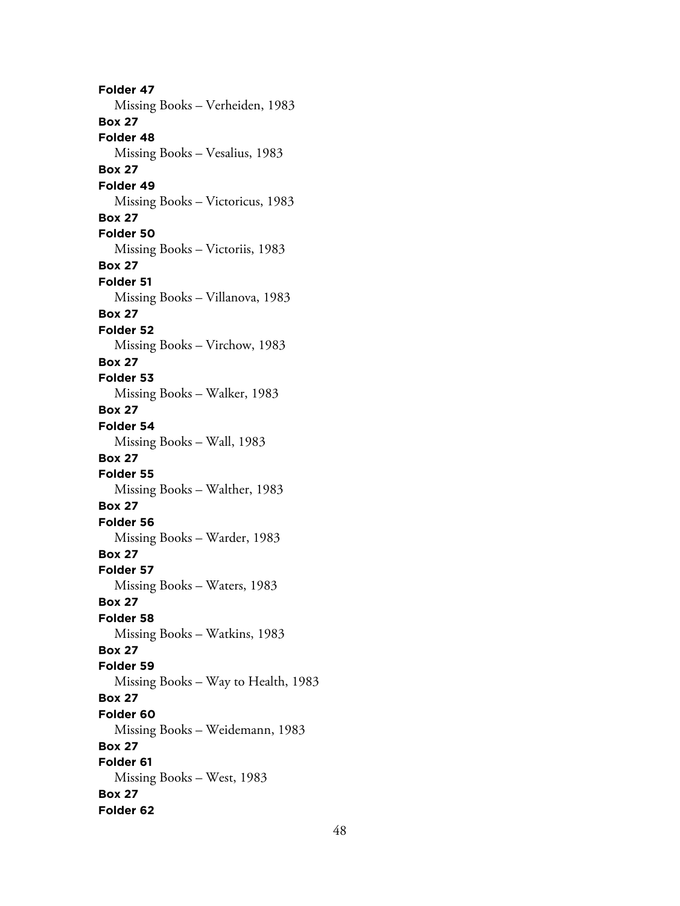**Folder 47**
Missing Books – Verheiden, 1983

**Box 27**
**Folder 48**
Missing Books – Vesalius, 1983

**Box 27**
**Folder 49**
Missing Books – Victoricus, 1983

**Box 27**
**Folder 50**
Missing Books – Victoriis, 1983

**Box 27**
**Folder 51**
Missing Books – Villanova, 1983

**Box 27**
**Folder 52**
Missing Books – Virchow, 1983

**Box 27**
**Folder 53**
Missing Books – Walker, 1983

**Box 27**
**Folder 54**
Missing Books – Wall, 1983

**Box 27**
**Folder 55**
Missing Books – Walther, 1983

**Box 27**
**Folder 56**
Missing Books – Warder, 1983

**Box 27**
**Folder 57**
Missing Books – Waters, 1983

**Box 27**
**Folder 58**
Missing Books – Watkins, 1983

**Box 27**
**Folder 59**
Missing Books – Way to Health, 1983

**Box 27**
**Folder 60**
Missing Books – Weidemann, 1983

**Box 27**
**Folder 61**
Missing Books – West, 1983

**Box 27**
**Folder 62**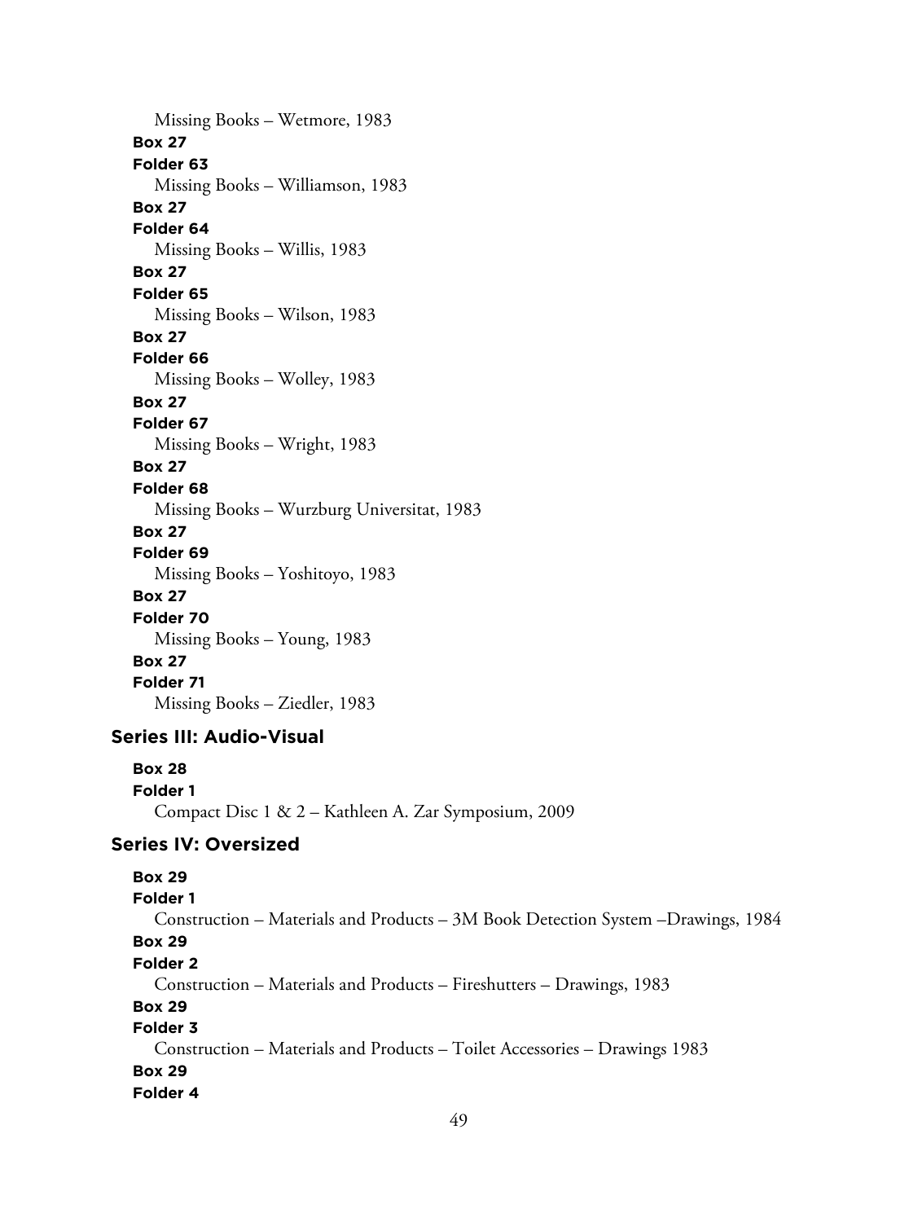Missing Books – Wetmore, 1983

**Box 27**
**Folder 63**
Missing Books – Williamson, 1983

**Box 27**
**Folder 64**
Missing Books – Willis, 1983

**Box 27**
**Folder 65**
Missing Books – Wilson, 1983

**Box 27**
**Folder 66**
Missing Books – Wolley, 1983

**Box 27**
**Folder 67**
Missing Books – Wright, 1983

**Box 27**
**Folder 68**
Missing Books – Wurzburg Universitat, 1983

**Box 27**
**Folder 69**
Missing Books – Yoshitoyo, 1983

**Box 27**
**Folder 70**
Missing Books – Young, 1983

**Box 27**
**Folder 71**
Missing Books – Ziedler, 1983

## Series III: Audio-Visual

**Box 28**
**Folder 1**
Compact Disc 1 & 2 – Kathleen A. Zar Symposium, 2009

## Series IV: Oversized

**Box 29**
**Folder 1**
Construction – Materials and Products – 3M Book Detection System –Drawings, 1984

**Box 29**
**Folder 2**
Construction – Materials and Products – Fireshutters – Drawings, 1983

**Box 29**
**Folder 3**
Construction – Materials and Products – Toilet Accessories – Drawings 1983

**Box 29**
**Folder 4**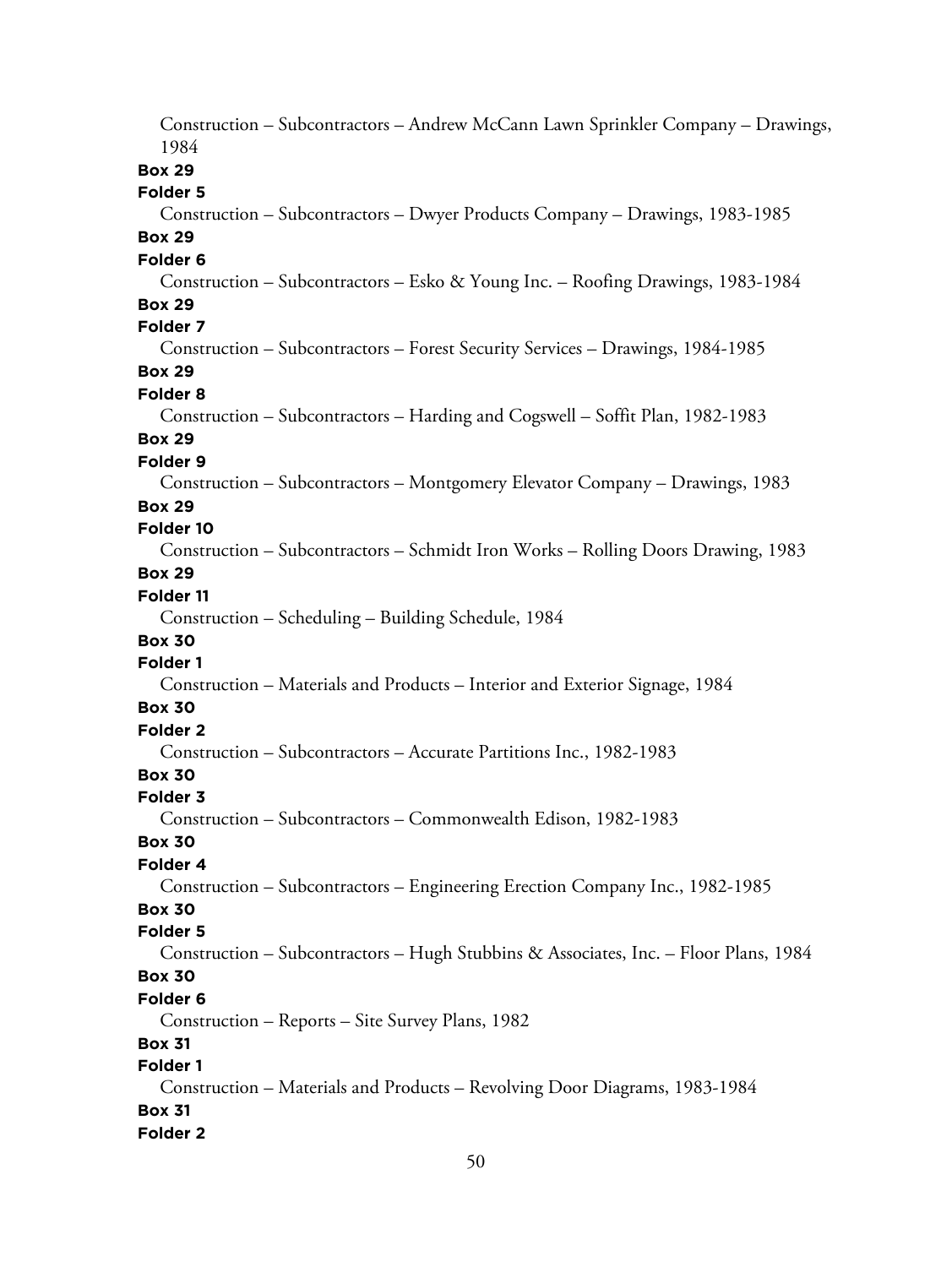Construction – Subcontractors – Andrew McCann Lawn Sprinkler Company – Drawings, 1984

**Box 29**
**Folder 5**
Construction – Subcontractors – Dwyer Products Company – Drawings, 1983-1985

**Box 29**
**Folder 6**
Construction – Subcontractors – Esko & Young Inc. – Roofing Drawings, 1983-1984

**Box 29**
**Folder 7**
Construction – Subcontractors – Forest Security Services – Drawings, 1984-1985

**Box 29**
**Folder 8**
Construction – Subcontractors – Harding and Cogswell – Soffit Plan, 1982-1983

**Box 29**
**Folder 9**
Construction – Subcontractors – Montgomery Elevator Company – Drawings, 1983

**Box 29**
**Folder 10**
Construction – Subcontractors – Schmidt Iron Works – Rolling Doors Drawing, 1983

**Box 29**
**Folder 11**
Construction – Scheduling – Building Schedule, 1984

**Box 30**
**Folder 1**
Construction – Materials and Products – Interior and Exterior Signage, 1984

**Box 30**
**Folder 2**
Construction – Subcontractors – Accurate Partitions Inc., 1982-1983

**Box 30**
**Folder 3**
Construction – Subcontractors – Commonwealth Edison, 1982-1983

**Box 30**
**Folder 4**
Construction – Subcontractors – Engineering Erection Company Inc., 1982-1985

**Box 30**
**Folder 5**
Construction – Subcontractors – Hugh Stubbins & Associates, Inc. – Floor Plans, 1984

**Box 30**
**Folder 6**
Construction – Reports – Site Survey Plans, 1982

**Box 31**
**Folder 1**
Construction – Materials and Products – Revolving Door Diagrams, 1983-1984

**Box 31**
**Folder 2**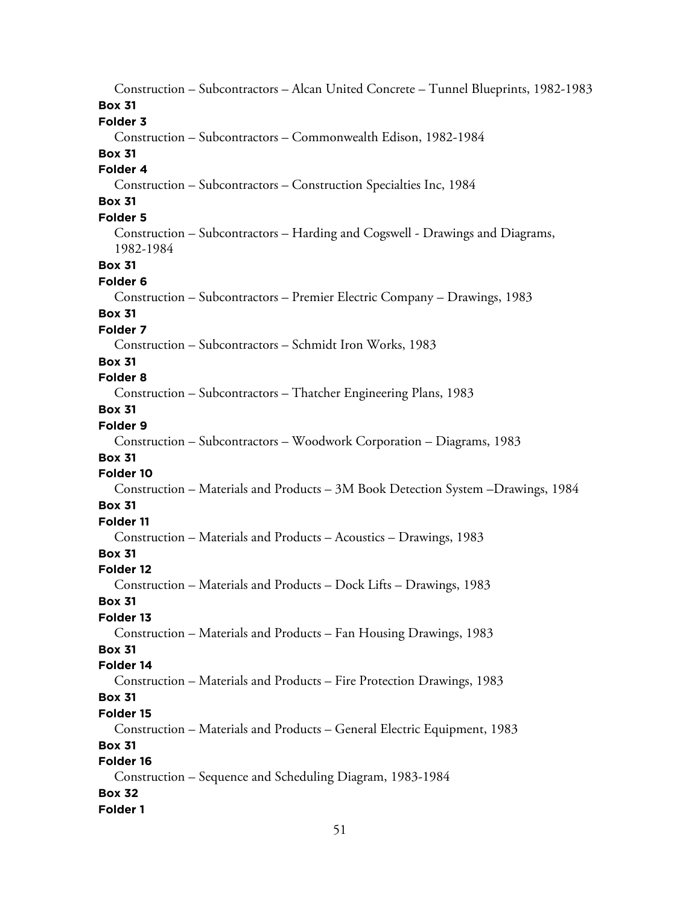Construction – Subcontractors – Alcan United Concrete – Tunnel Blueprints, 1982-1983

**Box 31**
**Folder 3**
Construction – Subcontractors – Commonwealth Edison, 1982-1984

**Box 31**
**Folder 4**
Construction – Subcontractors – Construction Specialties Inc, 1984

**Box 31**
**Folder 5**
Construction – Subcontractors – Harding and Cogswell - Drawings and Diagrams, 1982-1984

**Box 31**
**Folder 6**
Construction – Subcontractors – Premier Electric Company – Drawings, 1983

**Box 31**
**Folder 7**
Construction – Subcontractors – Schmidt Iron Works, 1983

**Box 31**
**Folder 8**
Construction – Subcontractors – Thatcher Engineering Plans, 1983

**Box 31**
**Folder 9**
Construction – Subcontractors – Woodwork Corporation – Diagrams, 1983

**Box 31**
**Folder 10**
Construction – Materials and Products – 3M Book Detection System –Drawings, 1984

**Box 31**
**Folder 11**
Construction – Materials and Products – Acoustics – Drawings, 1983

**Box 31**
**Folder 12**
Construction – Materials and Products – Dock Lifts – Drawings, 1983

**Box 31**
**Folder 13**
Construction – Materials and Products – Fan Housing Drawings, 1983

**Box 31**
**Folder 14**
Construction – Materials and Products – Fire Protection Drawings, 1983

**Box 31**
**Folder 15**
Construction – Materials and Products – General Electric Equipment, 1983

**Box 31**
**Folder 16**
Construction – Sequence and Scheduling Diagram, 1983-1984

**Box 32**
**Folder 1**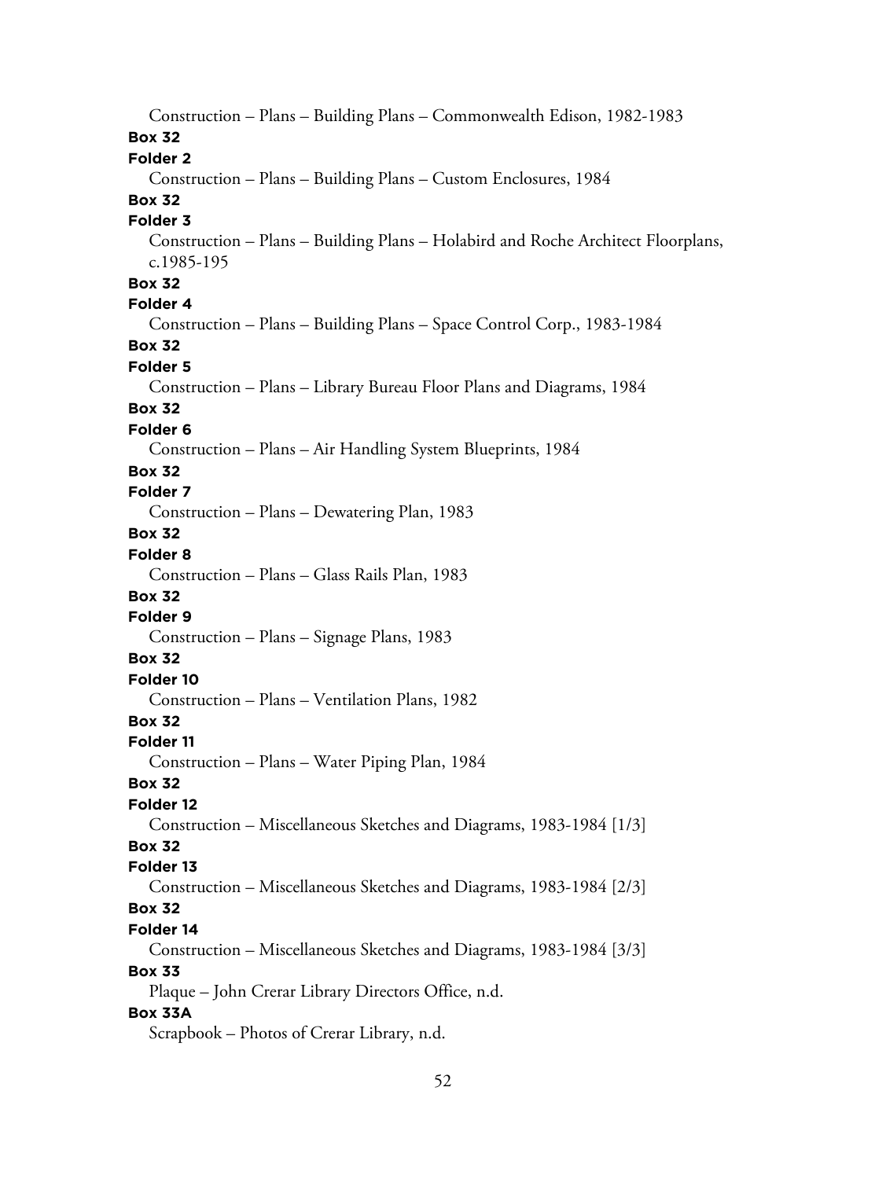Construction – Plans – Building Plans – Commonwealth Edison, 1982-1983

**Box 32**

**Folder 2**

Construction – Plans – Building Plans – Custom Enclosures, 1984

**Box 32**

**Folder 3**

Construction – Plans – Building Plans – Holabird and Roche Architect Floorplans, c.1985-195

**Box 32**

**Folder 4**

Construction – Plans – Building Plans – Space Control Corp., 1983-1984

**Box 32**

**Folder 5**

Construction – Plans – Library Bureau Floor Plans and Diagrams, 1984

**Box 32**

**Folder 6**

Construction – Plans – Air Handling System Blueprints, 1984

**Box 32**

**Folder 7**

Construction – Plans – Dewatering Plan, 1983

**Box 32**

**Folder 8**

Construction – Plans – Glass Rails Plan, 1983

**Box 32**

**Folder 9**

Construction – Plans – Signage Plans, 1983

**Box 32**

**Folder 10**

Construction – Plans – Ventilation Plans, 1982

**Box 32**

**Folder 11**

Construction – Plans – Water Piping Plan, 1984

**Box 32**

**Folder 12**

Construction – Miscellaneous Sketches and Diagrams, 1983-1984 [1/3]

**Box 32**

**Folder 13**

Construction – Miscellaneous Sketches and Diagrams, 1983-1984 [2/3]

**Box 32**

**Folder 14**

Construction – Miscellaneous Sketches and Diagrams, 1983-1984 [3/3]

**Box 33**

Plaque – John Crerar Library Directors Office, n.d.

**Box 33A**

Scrapbook – Photos of Crerar Library, n.d.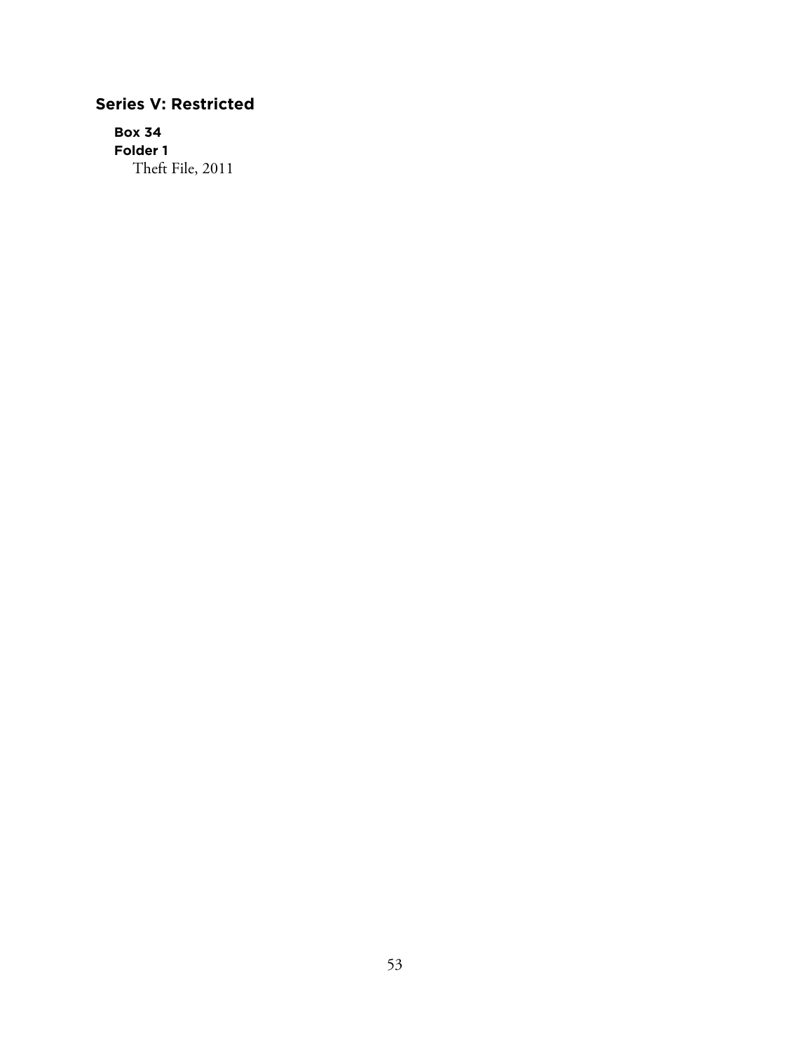## Series V: Restricted

**Box 34**

**Folder 1**

Theft File, 2011